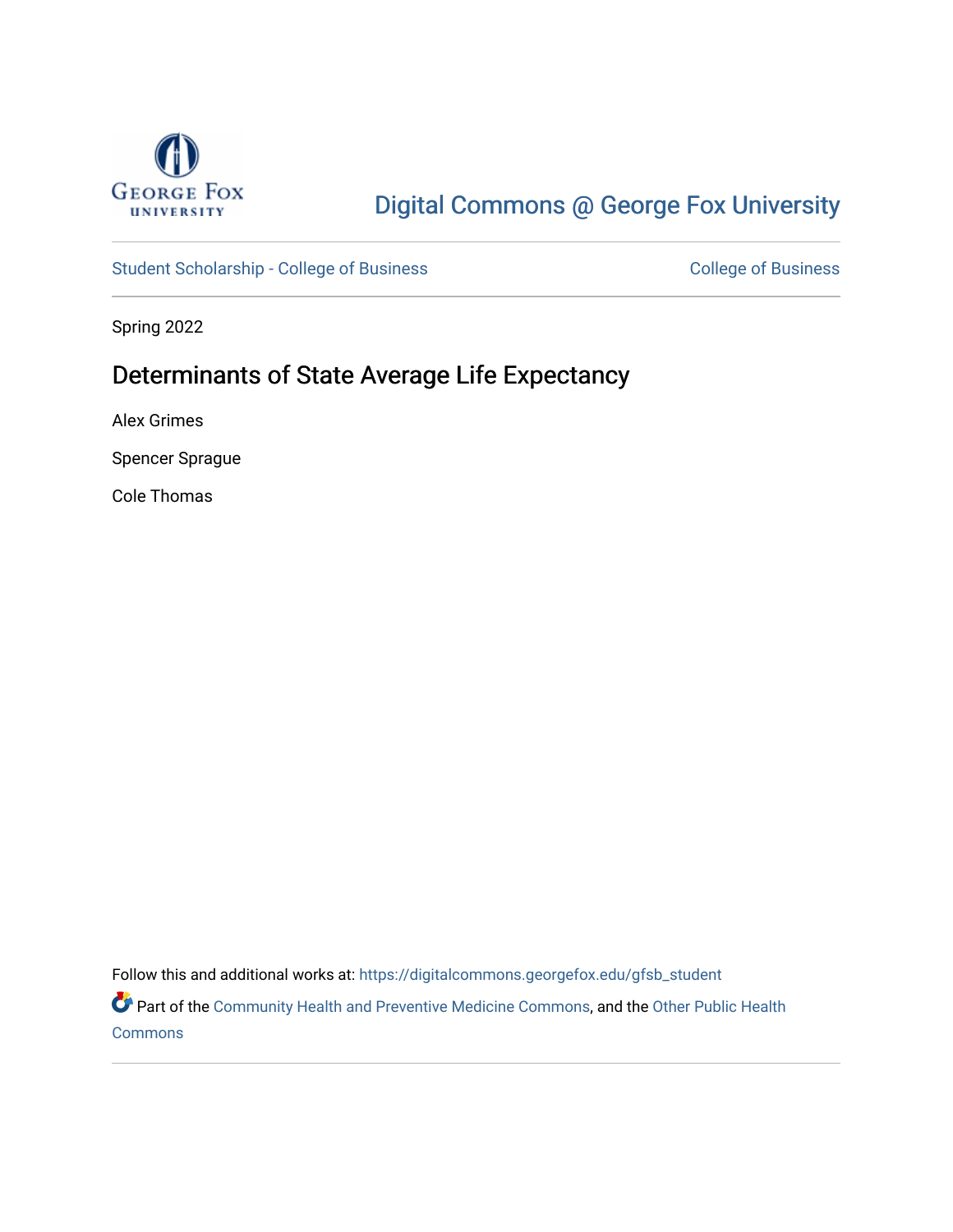Digital Commons @ George Fox University

Student Scholarship - College of Business

College of Business

Spring 2022

# Determinants of State Average Life Expectancy

Alex Grimes

Spencer Sprague

Cole Thomas

Follow this and additional works at: https://digitalcommons.georgefox.edu/gfsb_student

Part of the Community Health and Preventive Medicine Commons, and the Other Public Health Commons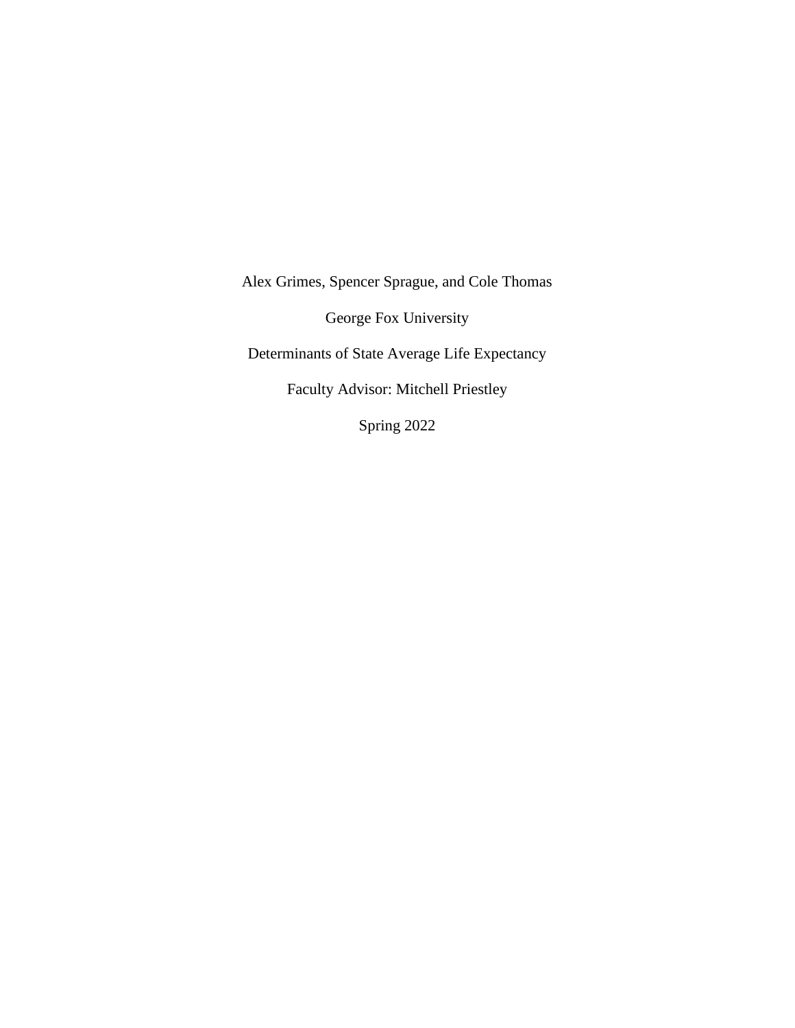Alex Grimes, Spencer Sprague, and Cole Thomas

George Fox University

Determinants of State Average Life Expectancy

Faculty Advisor: Mitchell Priestley

Spring 2022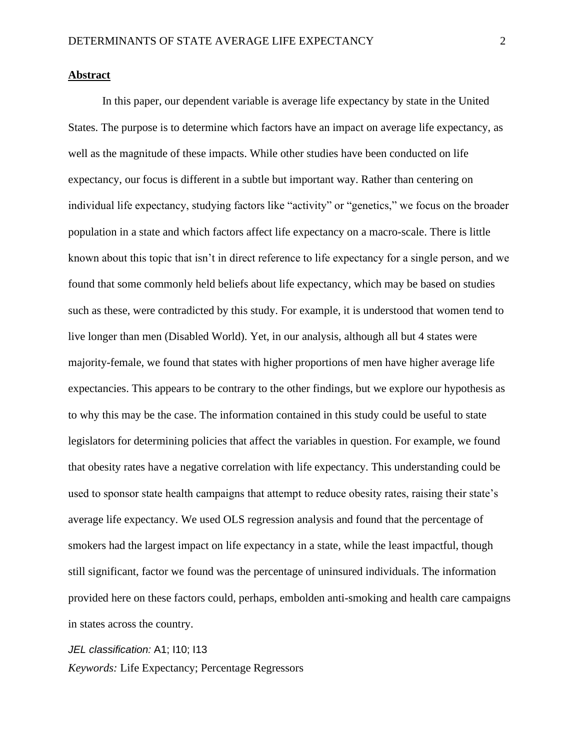## Abstract

In this paper, our dependent variable is average life expectancy by state in the United States. The purpose is to determine which factors have an impact on average life expectancy, as well as the magnitude of these impacts. While other studies have been conducted on life expectancy, our focus is different in a subtle but important way. Rather than centering on individual life expectancy, studying factors like "activity" or "genetics," we focus on the broader population in a state and which factors affect life expectancy on a macro-scale. There is little known about this topic that isn't in direct reference to life expectancy for a single person, and we found that some commonly held beliefs about life expectancy, which may be based on studies such as these, were contradicted by this study. For example, it is understood that women tend to live longer than men (Disabled World). Yet, in our analysis, although all but 4 states were majority-female, we found that states with higher proportions of men have higher average life expectancies. This appears to be contrary to the other findings, but we explore our hypothesis as to why this may be the case. The information contained in this study could be useful to state legislators for determining policies that affect the variables in question. For example, we found that obesity rates have a negative correlation with life expectancy. This understanding could be used to sponsor state health campaigns that attempt to reduce obesity rates, raising their state's average life expectancy. We used OLS regression analysis and found that the percentage of smokers had the largest impact on life expectancy in a state, while the least impactful, though still significant, factor we found was the percentage of uninsured individuals. The information provided here on these factors could, perhaps, embolden anti-smoking and health care campaigns in states across the country.

*JEL classification:* A1; I10; I13

*Keywords:* Life Expectancy; Percentage Regressors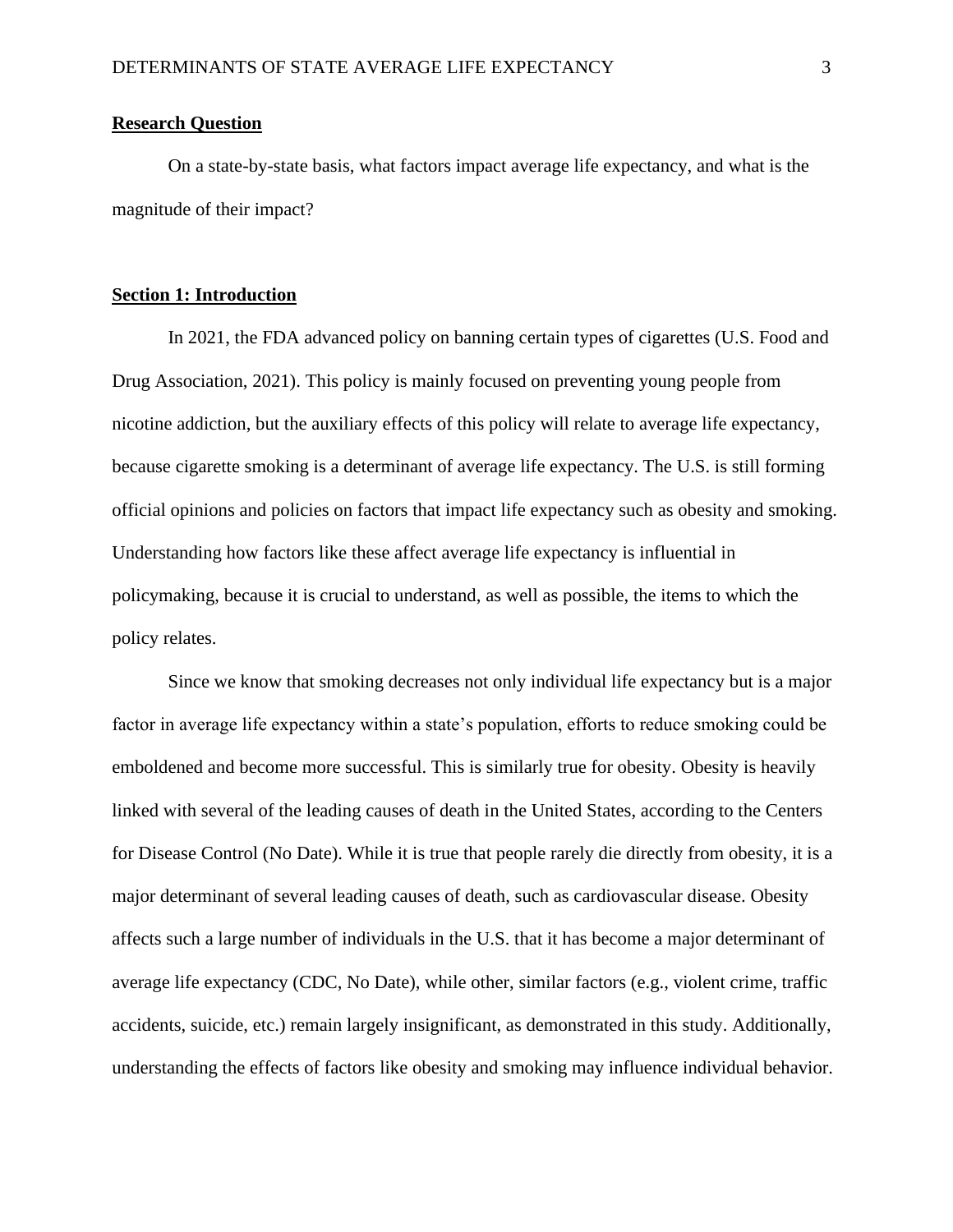**Research Question**

On a state-by-state basis, what factors impact average life expectancy, and what is the magnitude of their impact?

**Section 1: Introduction**

In 2021, the FDA advanced policy on banning certain types of cigarettes (U.S. Food and Drug Association, 2021). This policy is mainly focused on preventing young people from nicotine addiction, but the auxiliary effects of this policy will relate to average life expectancy, because cigarette smoking is a determinant of average life expectancy. The U.S. is still forming official opinions and policies on factors that impact life expectancy such as obesity and smoking. Understanding how factors like these affect average life expectancy is influential in policymaking, because it is crucial to understand, as well as possible, the items to which the policy relates.

Since we know that smoking decreases not only individual life expectancy but is a major factor in average life expectancy within a state's population, efforts to reduce smoking could be emboldened and become more successful. This is similarly true for obesity. Obesity is heavily linked with several of the leading causes of death in the United States, according to the Centers for Disease Control (No Date). While it is true that people rarely die directly from obesity, it is a major determinant of several leading causes of death, such as cardiovascular disease. Obesity affects such a large number of individuals in the U.S. that it has become a major determinant of average life expectancy (CDC, No Date), while other, similar factors (e.g., violent crime, traffic accidents, suicide, etc.) remain largely insignificant, as demonstrated in this study. Additionally, understanding the effects of factors like obesity and smoking may influence individual behavior.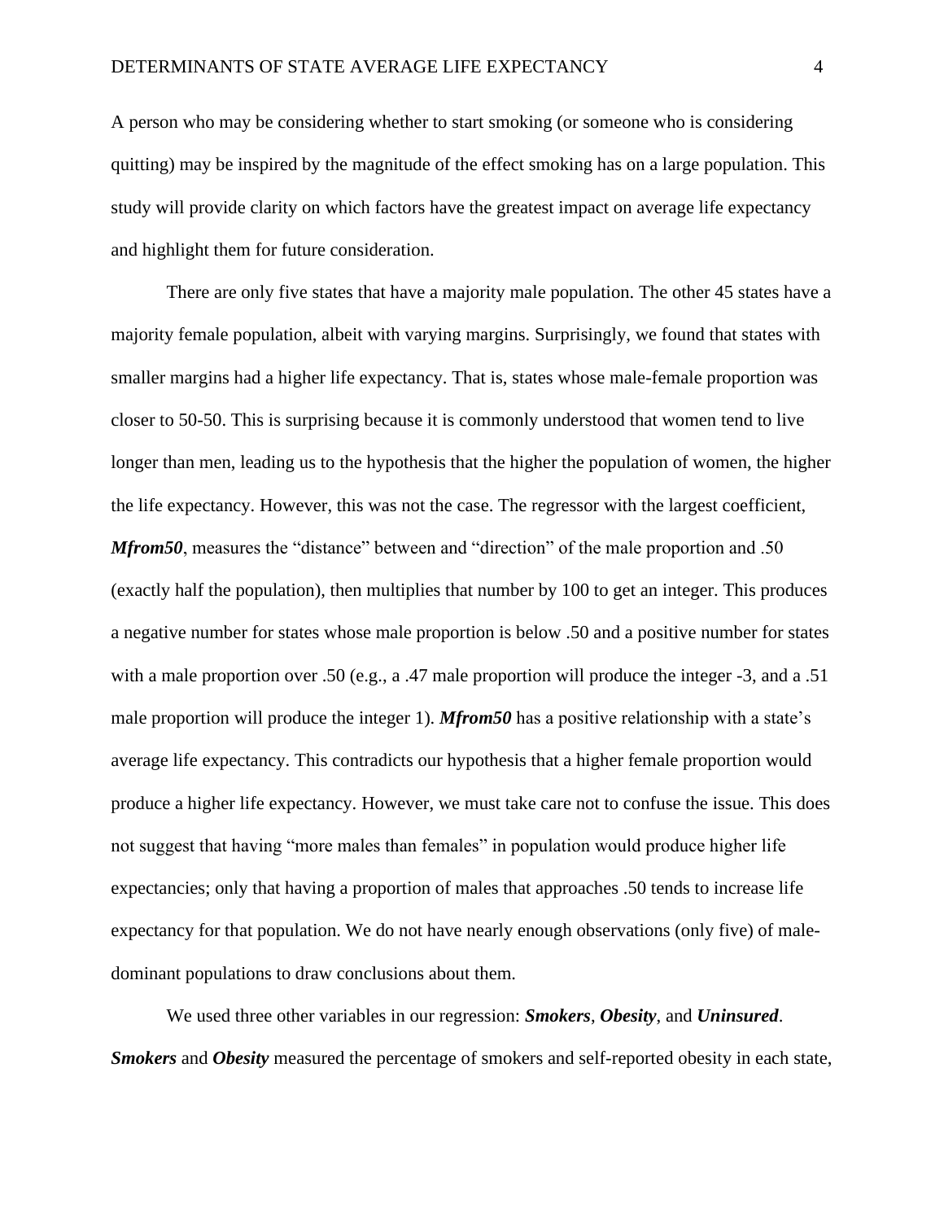A person who may be considering whether to start smoking (or someone who is considering quitting) may be inspired by the magnitude of the effect smoking has on a large population. This study will provide clarity on which factors have the greatest impact on average life expectancy and highlight them for future consideration.

There are only five states that have a majority male population. The other 45 states have a majority female population, albeit with varying margins. Surprisingly, we found that states with smaller margins had a higher life expectancy. That is, states whose male-female proportion was closer to 50-50. This is surprising because it is commonly understood that women tend to live longer than men, leading us to the hypothesis that the higher the population of women, the higher the life expectancy. However, this was not the case. The regressor with the largest coefficient, ***Mfrom50***, measures the "distance" between and "direction" of the male proportion and .50 (exactly half the population), then multiplies that number by 100 to get an integer. This produces a negative number for states whose male proportion is below .50 and a positive number for states with a male proportion over .50 (e.g., a .47 male proportion will produce the integer -3, and a .51 male proportion will produce the integer 1). ***Mfrom50*** has a positive relationship with a state's average life expectancy. This contradicts our hypothesis that a higher female proportion would produce a higher life expectancy. However, we must take care not to confuse the issue. This does not suggest that having "more males than females" in population would produce higher life expectancies; only that having a proportion of males that approaches .50 tends to increase life expectancy for that population. We do not have nearly enough observations (only five) of male-dominant populations to draw conclusions about them.

We used three other variables in our regression: ***Smokers***, ***Obesity***, and ***Uninsured***. ***Smokers*** and ***Obesity*** measured the percentage of smokers and self-reported obesity in each state,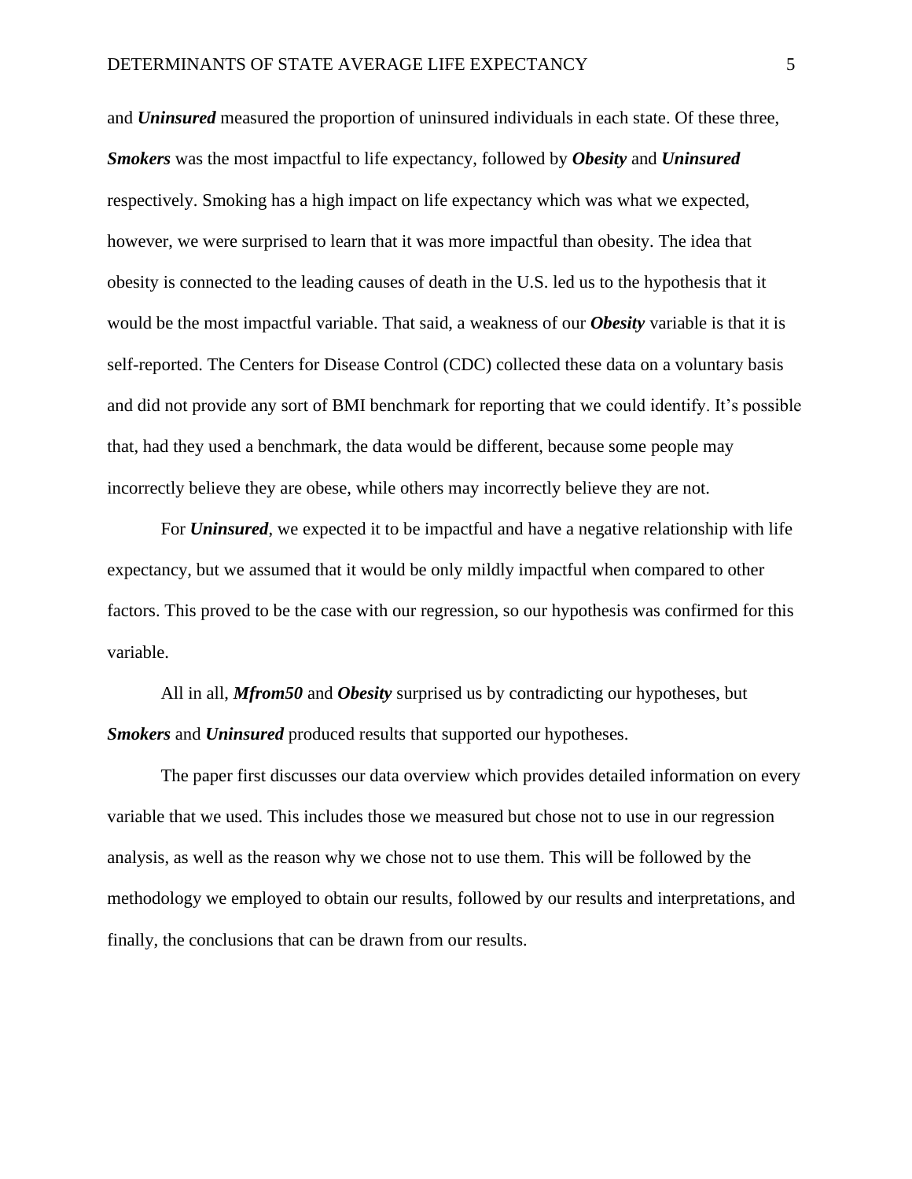and ***Uninsured*** measured the proportion of uninsured individuals in each state. Of these three, ***Smokers*** was the most impactful to life expectancy, followed by ***Obesity*** and ***Uninsured*** respectively. Smoking has a high impact on life expectancy which was what we expected, however, we were surprised to learn that it was more impactful than obesity. The idea that obesity is connected to the leading causes of death in the U.S. led us to the hypothesis that it would be the most impactful variable. That said, a weakness of our ***Obesity*** variable is that it is self-reported. The Centers for Disease Control (CDC) collected these data on a voluntary basis and did not provide any sort of BMI benchmark for reporting that we could identify. It's possible that, had they used a benchmark, the data would be different, because some people may incorrectly believe they are obese, while others may incorrectly believe they are not.

For ***Uninsured***, we expected it to be impactful and have a negative relationship with life expectancy, but we assumed that it would be only mildly impactful when compared to other factors. This proved to be the case with our regression, so our hypothesis was confirmed for this variable.

All in all, ***Mfrom50*** and ***Obesity*** surprised us by contradicting our hypotheses, but ***Smokers*** and ***Uninsured*** produced results that supported our hypotheses.

The paper first discusses our data overview which provides detailed information on every variable that we used. This includes those we measured but chose not to use in our regression analysis, as well as the reason why we chose not to use them. This will be followed by the methodology we employed to obtain our results, followed by our results and interpretations, and finally, the conclusions that can be drawn from our results.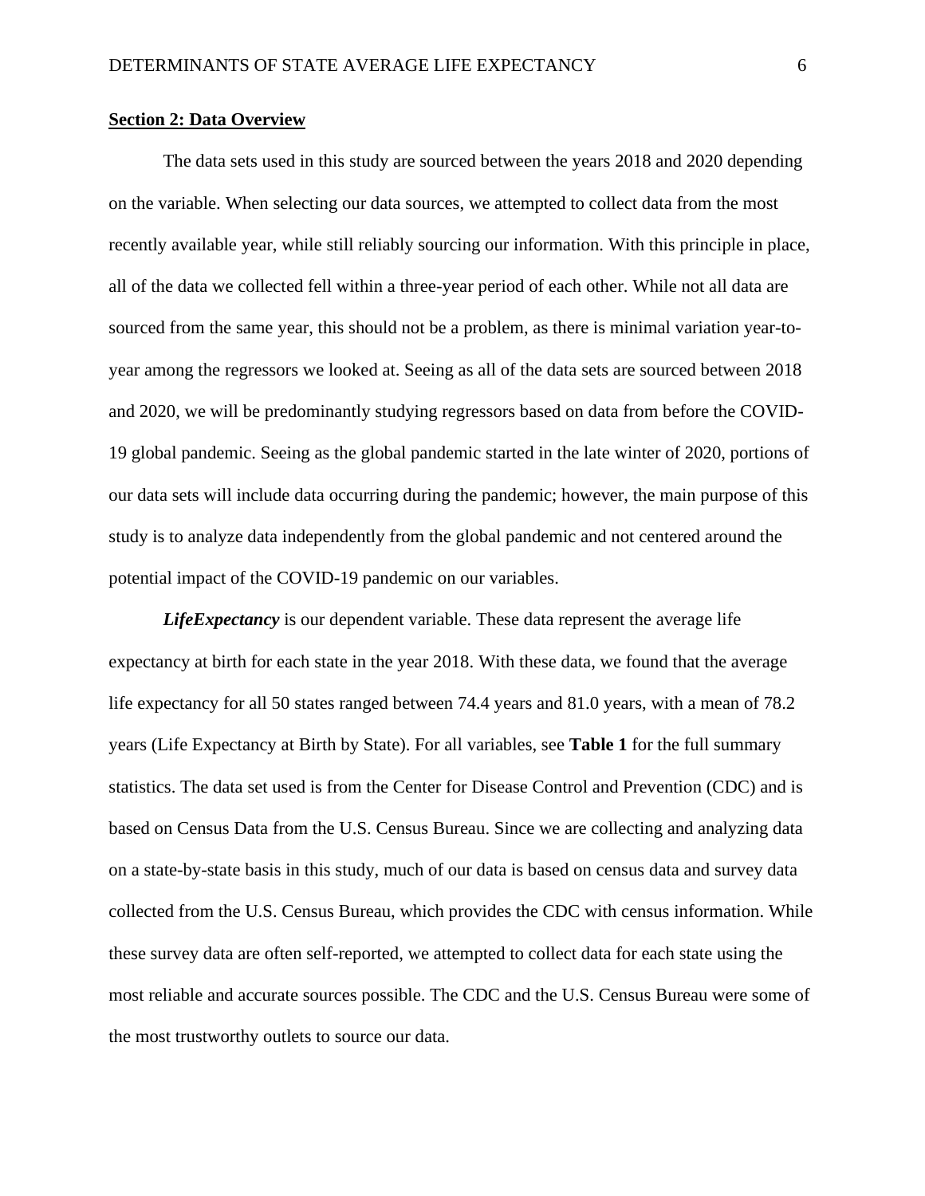## Section 2: Data Overview

The data sets used in this study are sourced between the years 2018 and 2020 depending on the variable. When selecting our data sources, we attempted to collect data from the most recently available year, while still reliably sourcing our information. With this principle in place, all of the data we collected fell within a three-year period of each other. While not all data are sourced from the same year, this should not be a problem, as there is minimal variation year-to-year among the regressors we looked at. Seeing as all of the data sets are sourced between 2018 and 2020, we will be predominantly studying regressors based on data from before the COVID-19 global pandemic. Seeing as the global pandemic started in the late winter of 2020, portions of our data sets will include data occurring during the pandemic; however, the main purpose of this study is to analyze data independently from the global pandemic and not centered around the potential impact of the COVID-19 pandemic on our variables.

***LifeExpectancy*** is our dependent variable. These data represent the average life expectancy at birth for each state in the year 2018. With these data, we found that the average life expectancy for all 50 states ranged between 74.4 years and 81.0 years, with a mean of 78.2 years (Life Expectancy at Birth by State). For all variables, see **Table 1** for the full summary statistics. The data set used is from the Center for Disease Control and Prevention (CDC) and is based on Census Data from the U.S. Census Bureau. Since we are collecting and analyzing data on a state-by-state basis in this study, much of our data is based on census data and survey data collected from the U.S. Census Bureau, which provides the CDC with census information. While these survey data are often self-reported, we attempted to collect data for each state using the most reliable and accurate sources possible. The CDC and the U.S. Census Bureau were some of the most trustworthy outlets to source our data.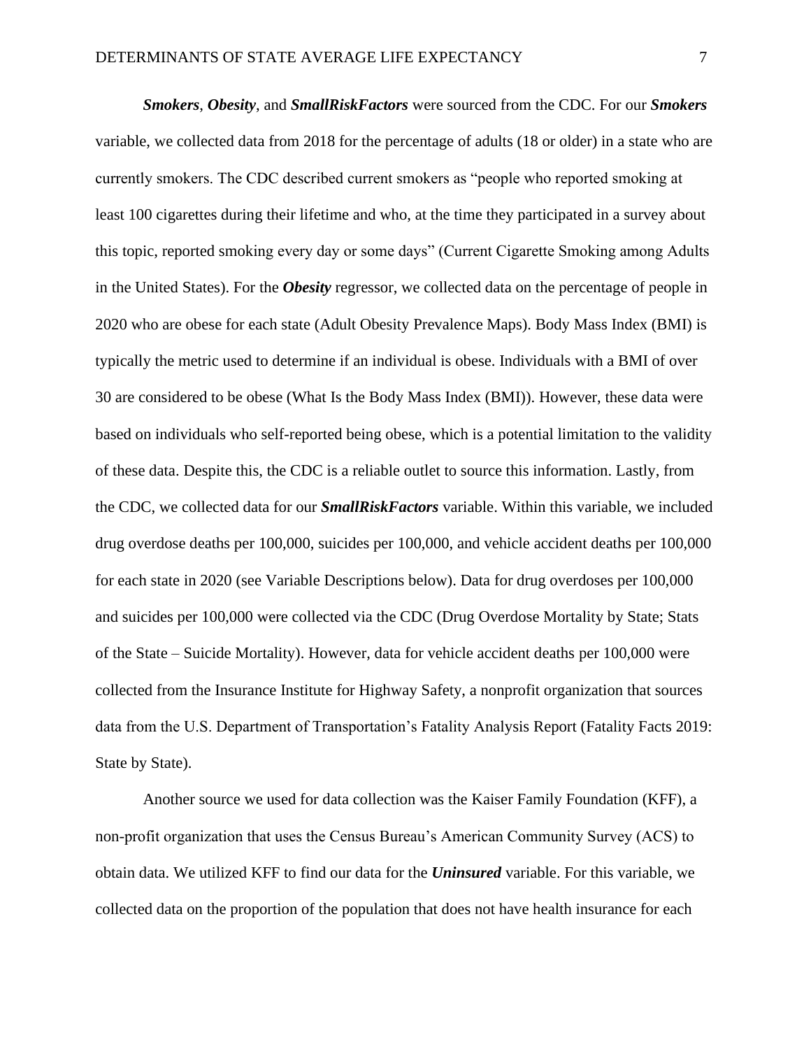***Smokers***, ***Obesity***, and ***SmallRiskFactors*** were sourced from the CDC. For our ***Smokers*** variable, we collected data from 2018 for the percentage of adults (18 or older) in a state who are currently smokers. The CDC described current smokers as "people who reported smoking at least 100 cigarettes during their lifetime and who, at the time they participated in a survey about this topic, reported smoking every day or some days" (Current Cigarette Smoking among Adults in the United States). For the ***Obesity*** regressor, we collected data on the percentage of people in 2020 who are obese for each state (Adult Obesity Prevalence Maps). Body Mass Index (BMI) is typically the metric used to determine if an individual is obese. Individuals with a BMI of over 30 are considered to be obese (What Is the Body Mass Index (BMI)). However, these data were based on individuals who self-reported being obese, which is a potential limitation to the validity of these data. Despite this, the CDC is a reliable outlet to source this information. Lastly, from the CDC, we collected data for our ***SmallRiskFactors*** variable. Within this variable, we included drug overdose deaths per 100,000, suicides per 100,000, and vehicle accident deaths per 100,000 for each state in 2020 (see Variable Descriptions below). Data for drug overdoses per 100,000 and suicides per 100,000 were collected via the CDC (Drug Overdose Mortality by State; Stats of the State – Suicide Mortality). However, data for vehicle accident deaths per 100,000 were collected from the Insurance Institute for Highway Safety, a nonprofit organization that sources data from the U.S. Department of Transportation's Fatality Analysis Report (Fatality Facts 2019: State by State).

Another source we used for data collection was the Kaiser Family Foundation (KFF), a non-profit organization that uses the Census Bureau's American Community Survey (ACS) to obtain data. We utilized KFF to find our data for the ***Uninsured*** variable. For this variable, we collected data on the proportion of the population that does not have health insurance for each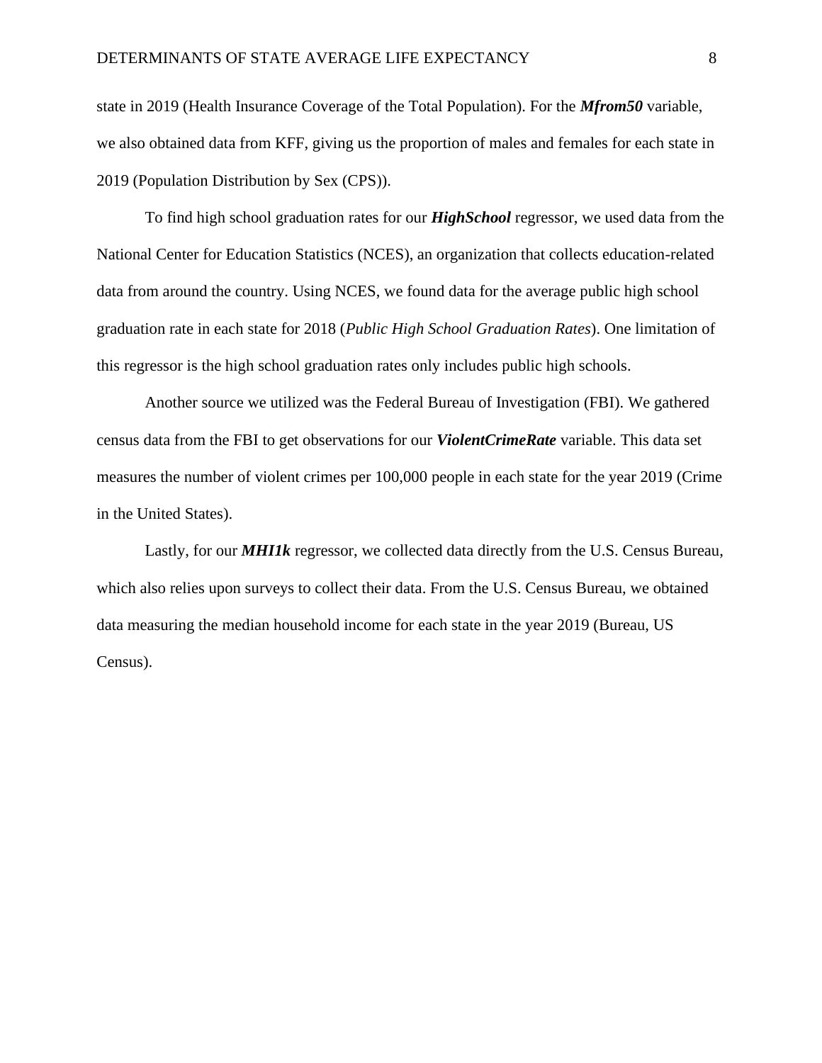state in 2019 (Health Insurance Coverage of the Total Population). For the ***Mfrom50*** variable, we also obtained data from KFF, giving us the proportion of males and females for each state in 2019 (Population Distribution by Sex (CPS)).

To find high school graduation rates for our ***HighSchool*** regressor, we used data from the National Center for Education Statistics (NCES), an organization that collects education-related data from around the country. Using NCES, we found data for the average public high school graduation rate in each state for 2018 (*Public High School Graduation Rates*). One limitation of this regressor is the high school graduation rates only includes public high schools.

Another source we utilized was the Federal Bureau of Investigation (FBI). We gathered census data from the FBI to get observations for our ***ViolentCrimeRate*** variable. This data set measures the number of violent crimes per 100,000 people in each state for the year 2019 (Crime in the United States).

Lastly, for our ***MHI1k*** regressor, we collected data directly from the U.S. Census Bureau, which also relies upon surveys to collect their data. From the U.S. Census Bureau, we obtained data measuring the median household income for each state in the year 2019 (Bureau, US Census).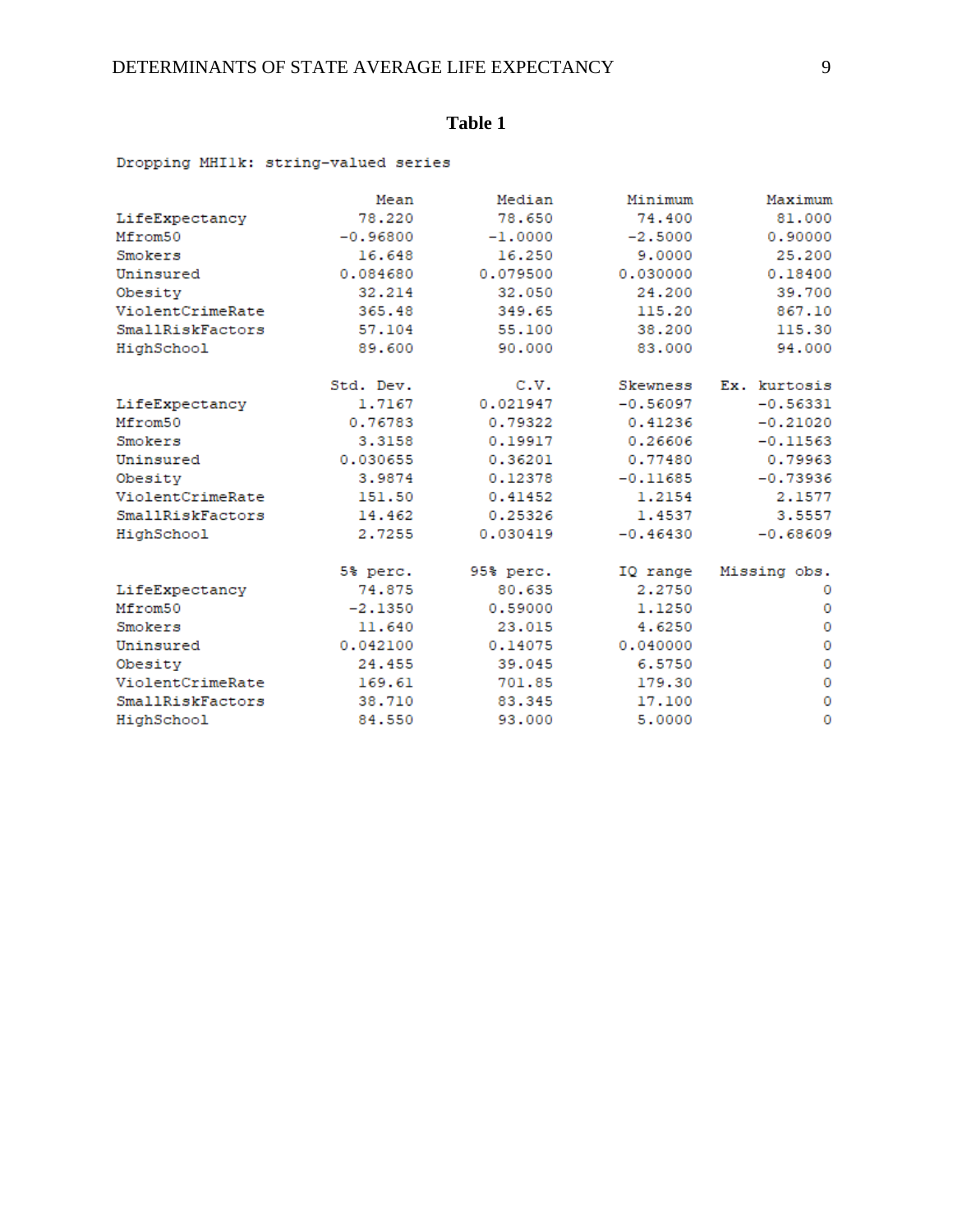**Table 1**

Dropping MHI1k: string-valued series

| | Mean | Median | Minimum | Maximum |
|---|---|---|---|---|
| LifeExpectancy | 78.220 | 78.650 | 74.400 | 81.000 |
| Mfrom50 | -0.96800 | -1.0000 | -2.5000 | 0.90000 |
| Smokers | 16.648 | 16.250 | 9.0000 | 25.200 |
| Uninsured | 0.084680 | 0.079500 | 0.030000 | 0.18400 |
| Obesity | 32.214 | 32.050 | 24.200 | 39.700 |
| ViolentCrimeRate | 365.48 | 349.65 | 115.20 | 867.10 |
| SmallRiskFactors | 57.104 | 55.100 | 38.200 | 115.30 |
| HighSchool | 89.600 | 90.000 | 83.000 | 94.000 |

| | Std. Dev. | C.V. | Skewness | Ex. kurtosis |
|---|---|---|---|---|
| LifeExpectancy | 1.7167 | 0.021947 | -0.56097 | -0.56331 |
| Mfrom50 | 0.76783 | 0.79322 | 0.41236 | -0.21020 |
| Smokers | 3.3158 | 0.19917 | 0.26606 | -0.11563 |
| Uninsured | 0.030655 | 0.36201 | 0.77480 | 0.79963 |
| Obesity | 3.9874 | 0.12378 | -0.11685 | -0.73936 |
| ViolentCrimeRate | 151.50 | 0.41452 | 1.2154 | 2.1577 |
| SmallRiskFactors | 14.462 | 0.25326 | 1.4537 | 3.5557 |
| HighSchool | 2.7255 | 0.030419 | -0.46430 | -0.68609 |

| | 5% perc. | 95% perc. | IQ range | Missing obs. |
|---|---|---|---|---|
| LifeExpectancy | 74.875 | 80.635 | 2.2750 | 0 |
| Mfrom50 | -2.1350 | 0.59000 | 1.1250 | 0 |
| Smokers | 11.640 | 23.015 | 4.6250 | 0 |
| Uninsured | 0.042100 | 0.14075 | 0.040000 | 0 |
| Obesity | 24.455 | 39.045 | 6.5750 | 0 |
| ViolentCrimeRate | 169.61 | 701.85 | 179.30 | 0 |
| SmallRiskFactors | 38.710 | 83.345 | 17.100 | 0 |
| HighSchool | 84.550 | 93.000 | 5.0000 | 0 |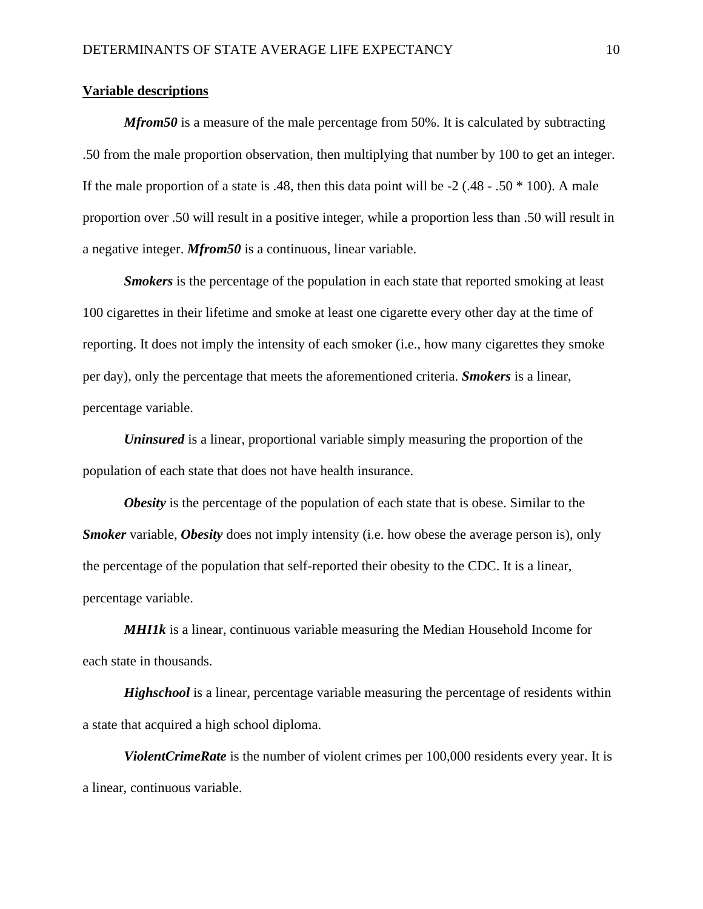**Variable descriptions**

***Mfrom50*** is a measure of the male percentage from 50%. It is calculated by subtracting .50 from the male proportion observation, then multiplying that number by 100 to get an integer. If the male proportion of a state is .48, then this data point will be -2 (.48 - .50 * 100). A male proportion over .50 will result in a positive integer, while a proportion less than .50 will result in a negative integer. ***Mfrom50*** is a continuous, linear variable.

***Smokers*** is the percentage of the population in each state that reported smoking at least 100 cigarettes in their lifetime and smoke at least one cigarette every other day at the time of reporting. It does not imply the intensity of each smoker (i.e., how many cigarettes they smoke per day), only the percentage that meets the aforementioned criteria. ***Smokers*** is a linear, percentage variable.

***Uninsured*** is a linear, proportional variable simply measuring the proportion of the population of each state that does not have health insurance.

***Obesity*** is the percentage of the population of each state that is obese. Similar to the ***Smoker*** variable, ***Obesity*** does not imply intensity (i.e. how obese the average person is), only the percentage of the population that self-reported their obesity to the CDC. It is a linear, percentage variable.

***MHI1k*** is a linear, continuous variable measuring the Median Household Income for each state in thousands.

***Highschool*** is a linear, percentage variable measuring the percentage of residents within a state that acquired a high school diploma.

***ViolentCrimeRate*** is the number of violent crimes per 100,000 residents every year. It is a linear, continuous variable.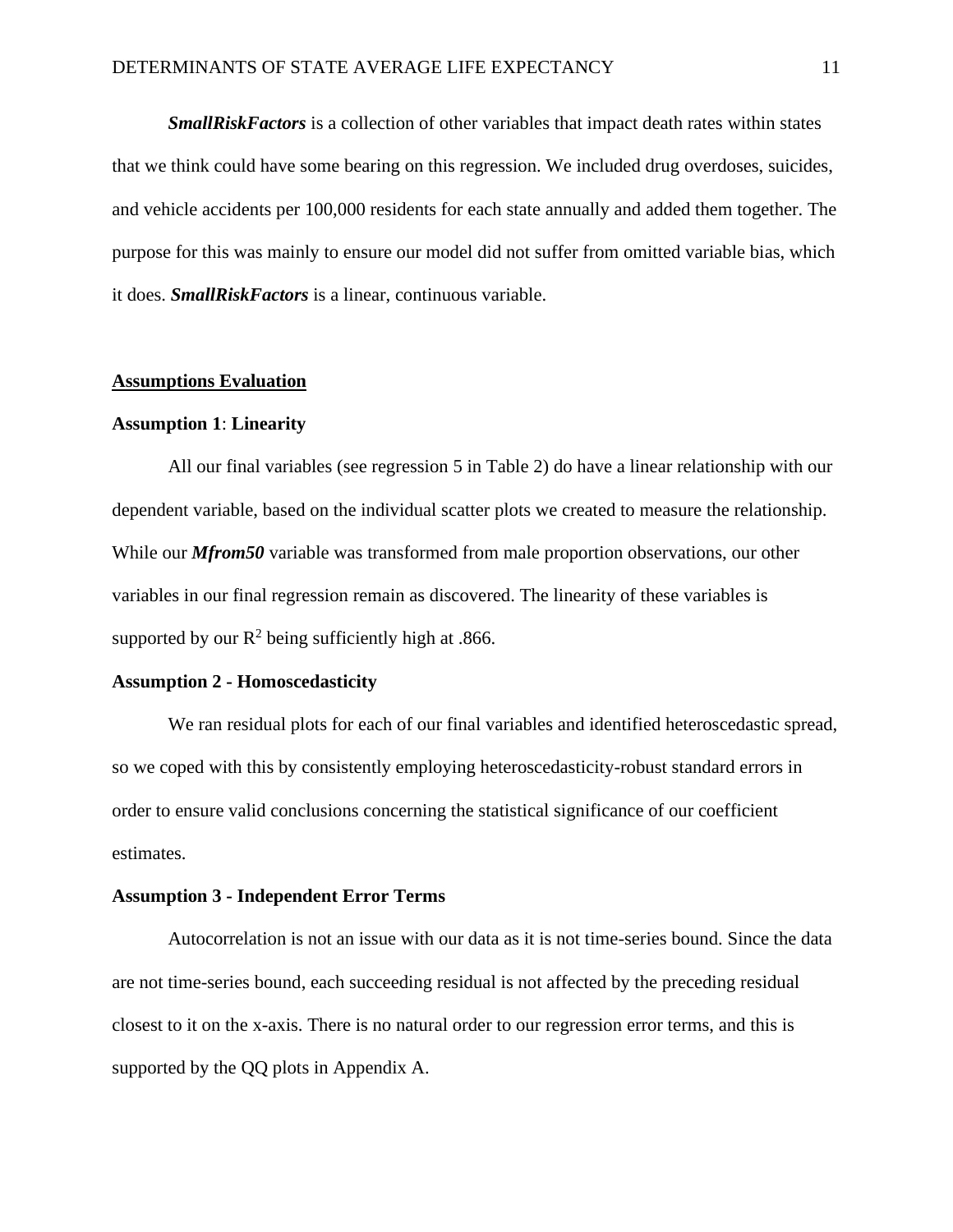***SmallRiskFactors*** is a collection of other variables that impact death rates within states that we think could have some bearing on this regression. We included drug overdoses, suicides, and vehicle accidents per 100,000 residents for each state annually and added them together. The purpose for this was mainly to ensure our model did not suffer from omitted variable bias, which it does. ***SmallRiskFactors*** is a linear, continuous variable.

## Assumptions Evaluation

### Assumption 1: Linearity

All our final variables (see regression 5 in Table 2) do have a linear relationship with our dependent variable, based on the individual scatter plots we created to measure the relationship. While our ***Mfrom50*** variable was transformed from male proportion observations, our other variables in our final regression remain as discovered. The linearity of these variables is supported by our $R^2$ being sufficiently high at .866.

### Assumption 2 - Homoscedasticity

We ran residual plots for each of our final variables and identified heteroscedastic spread, so we coped with this by consistently employing heteroscedasticity-robust standard errors in order to ensure valid conclusions concerning the statistical significance of our coefficient estimates.

### Assumption 3 - Independent Error Terms

Autocorrelation is not an issue with our data as it is not time-series bound. Since the data are not time-series bound, each succeeding residual is not affected by the preceding residual closest to it on the x-axis. There is no natural order to our regression error terms, and this is supported by the QQ plots in Appendix A.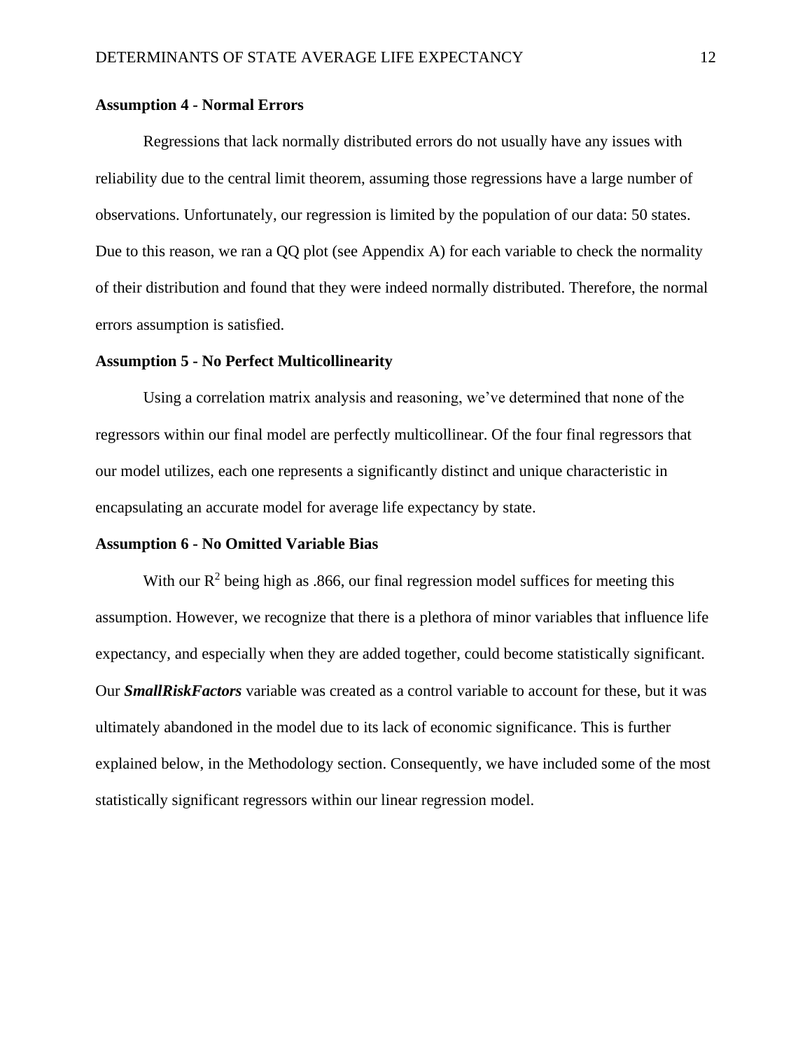**Assumption 4 - Normal Errors**

Regressions that lack normally distributed errors do not usually have any issues with reliability due to the central limit theorem, assuming those regressions have a large number of observations. Unfortunately, our regression is limited by the population of our data: 50 states. Due to this reason, we ran a QQ plot (see Appendix A) for each variable to check the normality of their distribution and found that they were indeed normally distributed. Therefore, the normal errors assumption is satisfied.

**Assumption 5 - No Perfect Multicollinearity**

Using a correlation matrix analysis and reasoning, we've determined that none of the regressors within our final model are perfectly multicollinear. Of the four final regressors that our model utilizes, each one represents a significantly distinct and unique characteristic in encapsulating an accurate model for average life expectancy by state.

**Assumption 6 - No Omitted Variable Bias**

With our $R^2$ being high as .866, our final regression model suffices for meeting this assumption. However, we recognize that there is a plethora of minor variables that influence life expectancy, and especially when they are added together, could become statistically significant. Our ***SmallRiskFactors*** variable was created as a control variable to account for these, but it was ultimately abandoned in the model due to its lack of economic significance. This is further explained below, in the Methodology section. Consequently, we have included some of the most statistically significant regressors within our linear regression model.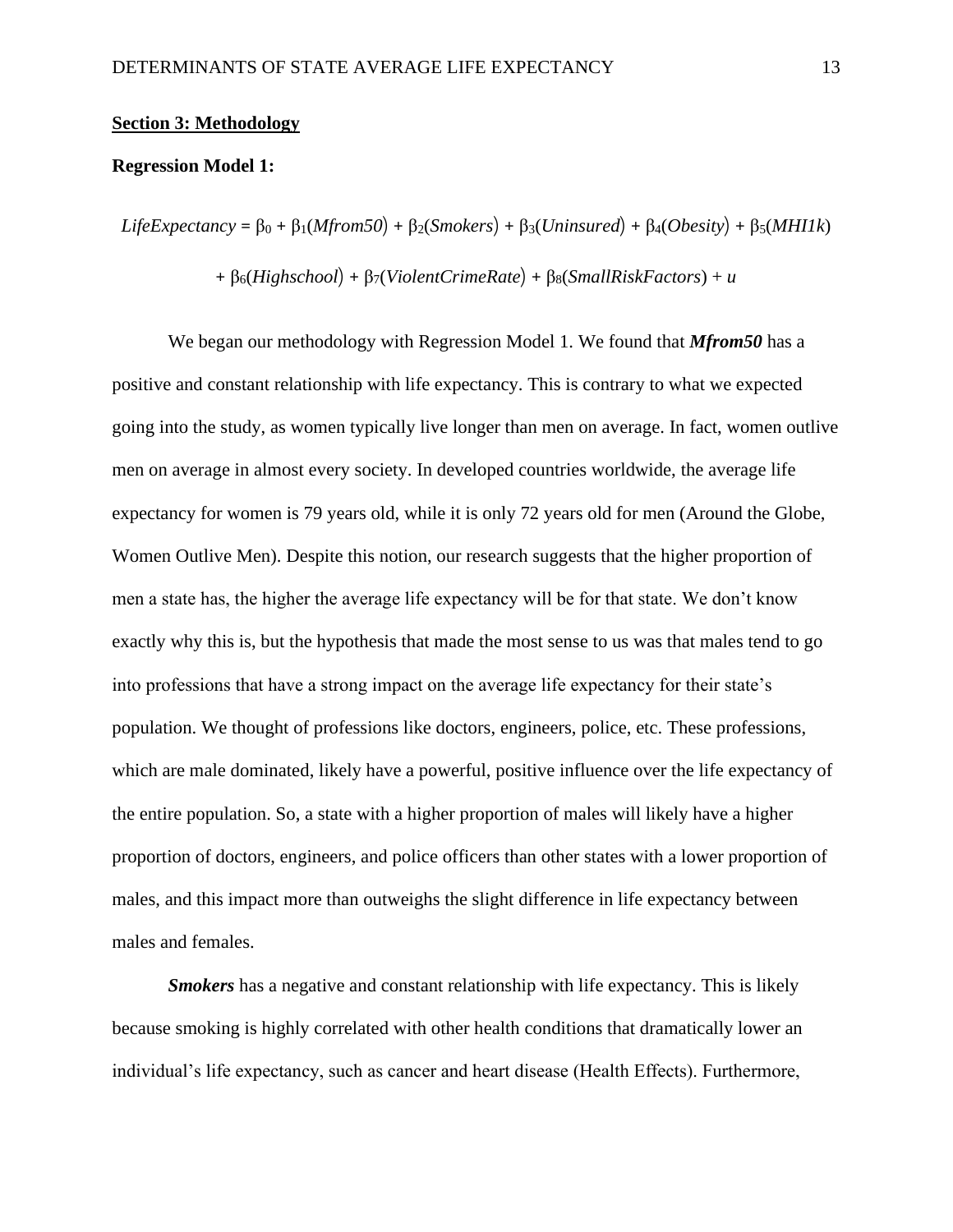## Section 3: Methodology

**Regression Model 1:**

$$LifeExpectancy = \beta_0 + \beta_1(Mfrom50) + \beta_2(Smokers) + \beta_3(Uninsured) + \beta_4(Obesity) + \beta_5(MHI1k)$$

$$+ \beta_6(Highschool) + \beta_7(ViolentCrimeRate) + \beta_8(SmallRiskFactors) + u$$

We began our methodology with Regression Model 1. We found that ***Mfrom50*** has a positive and constant relationship with life expectancy. This is contrary to what we expected going into the study, as women typically live longer than men on average. In fact, women outlive men on average in almost every society. In developed countries worldwide, the average life expectancy for women is 79 years old, while it is only 72 years old for men (Around the Globe, Women Outlive Men). Despite this notion, our research suggests that the higher proportion of men a state has, the higher the average life expectancy will be for that state. We don't know exactly why this is, but the hypothesis that made the most sense to us was that males tend to go into professions that have a strong impact on the average life expectancy for their state's population. We thought of professions like doctors, engineers, police, etc. These professions, which are male dominated, likely have a powerful, positive influence over the life expectancy of the entire population. So, a state with a higher proportion of males will likely have a higher proportion of doctors, engineers, and police officers than other states with a lower proportion of males, and this impact more than outweighs the slight difference in life expectancy between males and females.

***Smokers*** has a negative and constant relationship with life expectancy. This is likely because smoking is highly correlated with other health conditions that dramatically lower an individual's life expectancy, such as cancer and heart disease (Health Effects). Furthermore,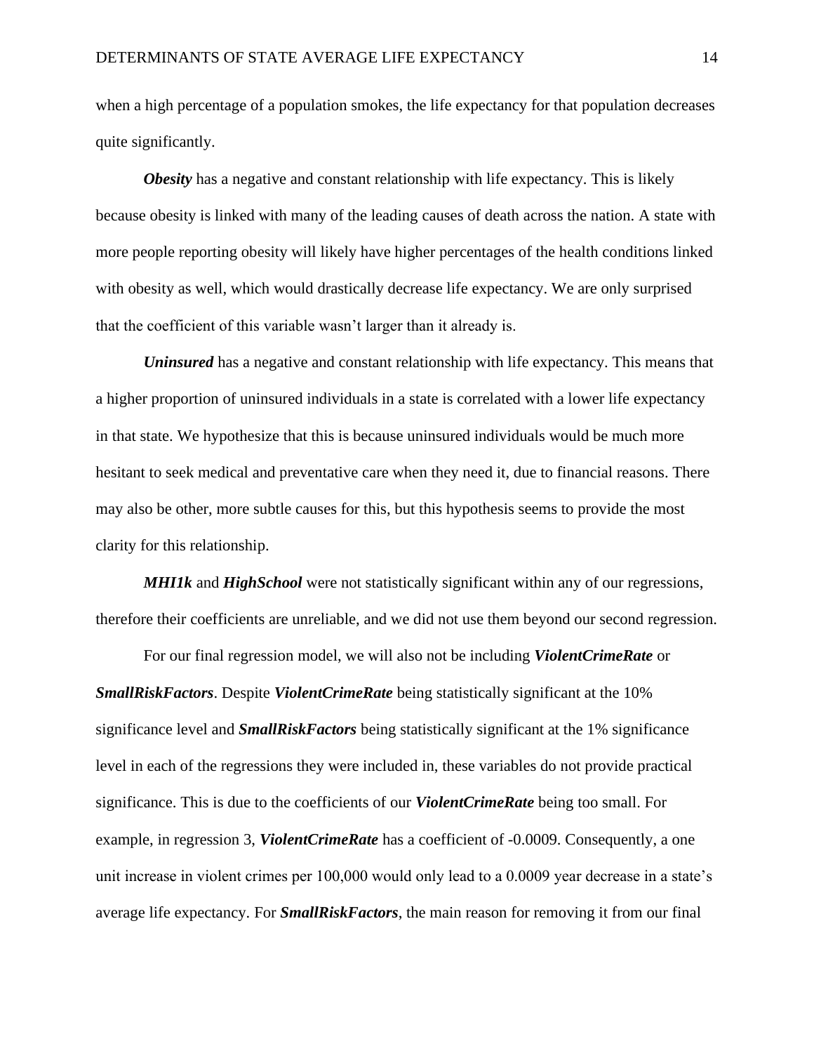when a high percentage of a population smokes, the life expectancy for that population decreases quite significantly.

***Obesity*** has a negative and constant relationship with life expectancy. This is likely because obesity is linked with many of the leading causes of death across the nation. A state with more people reporting obesity will likely have higher percentages of the health conditions linked with obesity as well, which would drastically decrease life expectancy. We are only surprised that the coefficient of this variable wasn't larger than it already is.

***Uninsured*** has a negative and constant relationship with life expectancy. This means that a higher proportion of uninsured individuals in a state is correlated with a lower life expectancy in that state. We hypothesize that this is because uninsured individuals would be much more hesitant to seek medical and preventative care when they need it, due to financial reasons. There may also be other, more subtle causes for this, but this hypothesis seems to provide the most clarity for this relationship.

***MHI1k*** and ***HighSchool*** were not statistically significant within any of our regressions, therefore their coefficients are unreliable, and we did not use them beyond our second regression.

For our final regression model, we will also not be including ***ViolentCrimeRate*** or ***SmallRiskFactors***. Despite ***ViolentCrimeRate*** being statistically significant at the 10% significance level and ***SmallRiskFactors*** being statistically significant at the 1% significance level in each of the regressions they were included in, these variables do not provide practical significance. This is due to the coefficients of our ***ViolentCrimeRate*** being too small. For example, in regression 3, ***ViolentCrimeRate*** has a coefficient of -0.0009. Consequently, a one unit increase in violent crimes per 100,000 would only lead to a 0.0009 year decrease in a state's average life expectancy. For ***SmallRiskFactors***, the main reason for removing it from our final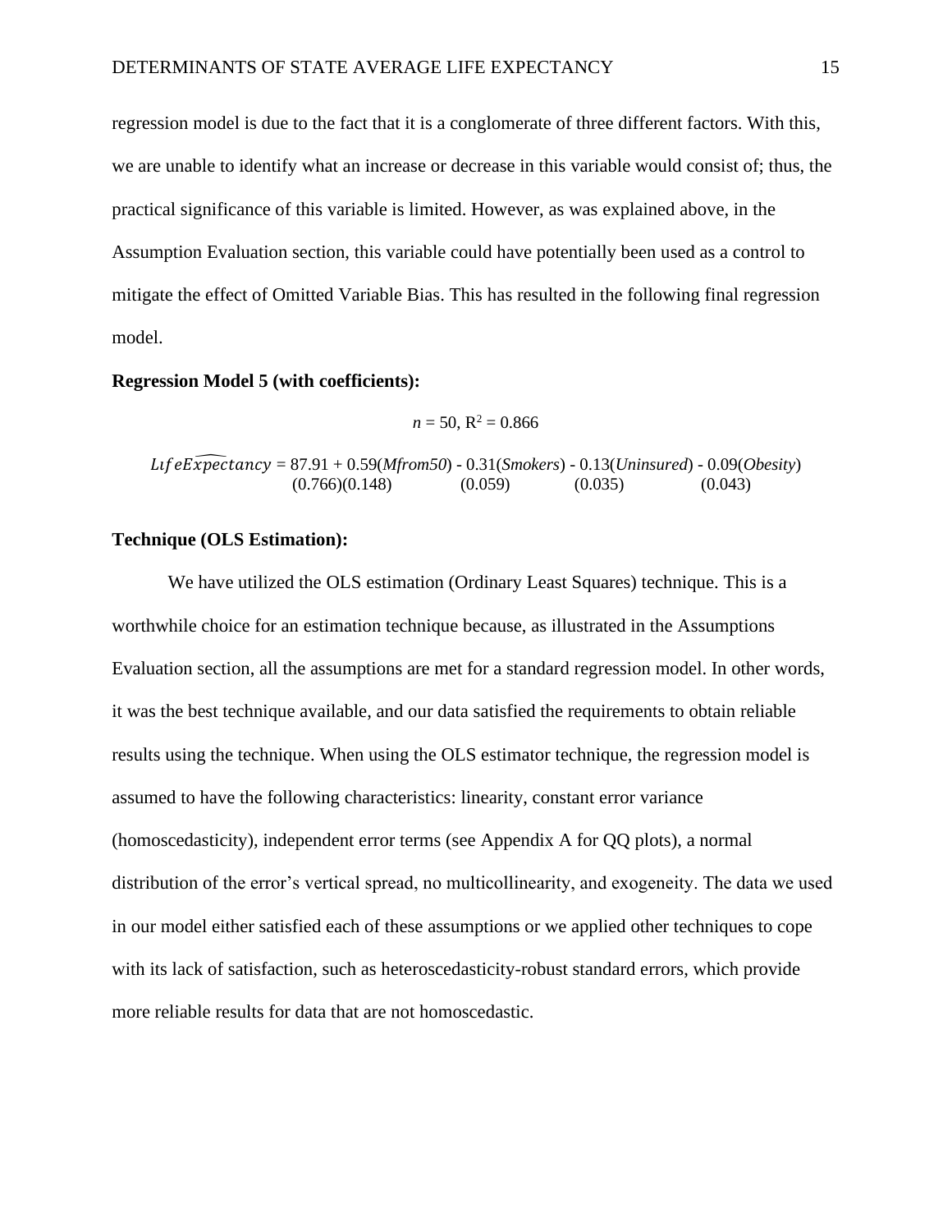regression model is due to the fact that it is a conglomerate of three different factors. With this, we are unable to identify what an increase or decrease in this variable would consist of; thus, the practical significance of this variable is limited. However, as was explained above, in the Assumption Evaluation section, this variable could have potentially been used as a control to mitigate the effect of Omitted Variable Bias. This has resulted in the following final regression model.

**Regression Model 5 (with coefficients):**

$n$ = 50, $R^2 = 0.866$

$$\widehat{LifeExpectancy} = \underset{(0.766)}{87.91} + \underset{(0.148)}{0.59}(Mfrom50) - \underset{(0.059)}{0.31}(Smokers) - \underset{(0.035)}{0.13}(Uninsured) - \underset{(0.043)}{0.09}(Obesity)$$

**Technique (OLS Estimation):**

We have utilized the OLS estimation (Ordinary Least Squares) technique. This is a worthwhile choice for an estimation technique because, as illustrated in the Assumptions Evaluation section, all the assumptions are met for a standard regression model. In other words, it was the best technique available, and our data satisfied the requirements to obtain reliable results using the technique. When using the OLS estimator technique, the regression model is assumed to have the following characteristics: linearity, constant error variance (homoscedasticity), independent error terms (see Appendix A for QQ plots), a normal distribution of the error's vertical spread, no multicollinearity, and exogeneity. The data we used in our model either satisfied each of these assumptions or we applied other techniques to cope with its lack of satisfaction, such as heteroscedasticity-robust standard errors, which provide more reliable results for data that are not homoscedastic.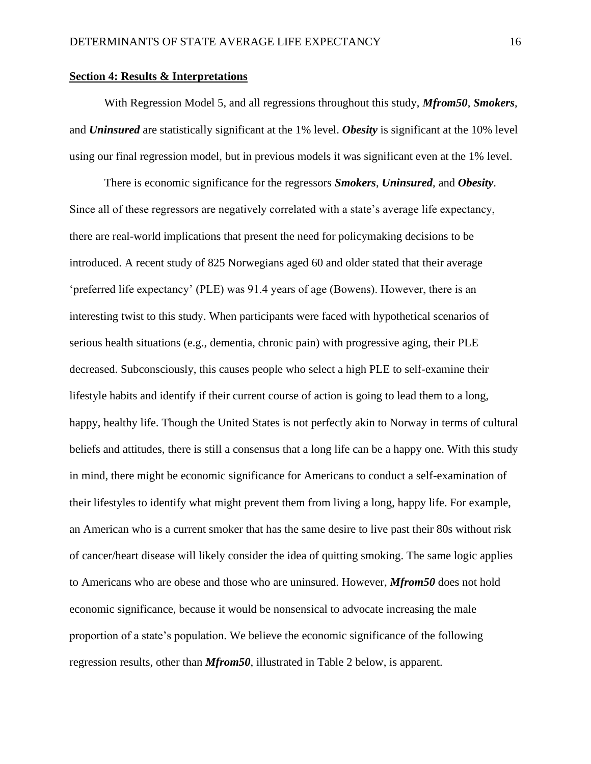## Section 4: Results & Interpretations

With Regression Model 5, and all regressions throughout this study, ***Mfrom50***, ***Smokers***, and ***Uninsured*** are statistically significant at the 1% level. ***Obesity*** is significant at the 10% level using our final regression model, but in previous models it was significant even at the 1% level.

There is economic significance for the regressors ***Smokers***, ***Uninsured***, and ***Obesity***. Since all of these regressors are negatively correlated with a state's average life expectancy, there are real-world implications that present the need for policymaking decisions to be introduced. A recent study of 825 Norwegians aged 60 and older stated that their average 'preferred life expectancy' (PLE) was 91.4 years of age (Bowens). However, there is an interesting twist to this study. When participants were faced with hypothetical scenarios of serious health situations (e.g., dementia, chronic pain) with progressive aging, their PLE decreased. Subconsciously, this causes people who select a high PLE to self-examine their lifestyle habits and identify if their current course of action is going to lead them to a long, happy, healthy life. Though the United States is not perfectly akin to Norway in terms of cultural beliefs and attitudes, there is still a consensus that a long life can be a happy one. With this study in mind, there might be economic significance for Americans to conduct a self-examination of their lifestyles to identify what might prevent them from living a long, happy life. For example, an American who is a current smoker that has the same desire to live past their 80s without risk of cancer/heart disease will likely consider the idea of quitting smoking. The same logic applies to Americans who are obese and those who are uninsured. However, ***Mfrom50*** does not hold economic significance, because it would be nonsensical to advocate increasing the male proportion of a state's population. We believe the economic significance of the following regression results, other than ***Mfrom50***, illustrated in Table 2 below, is apparent.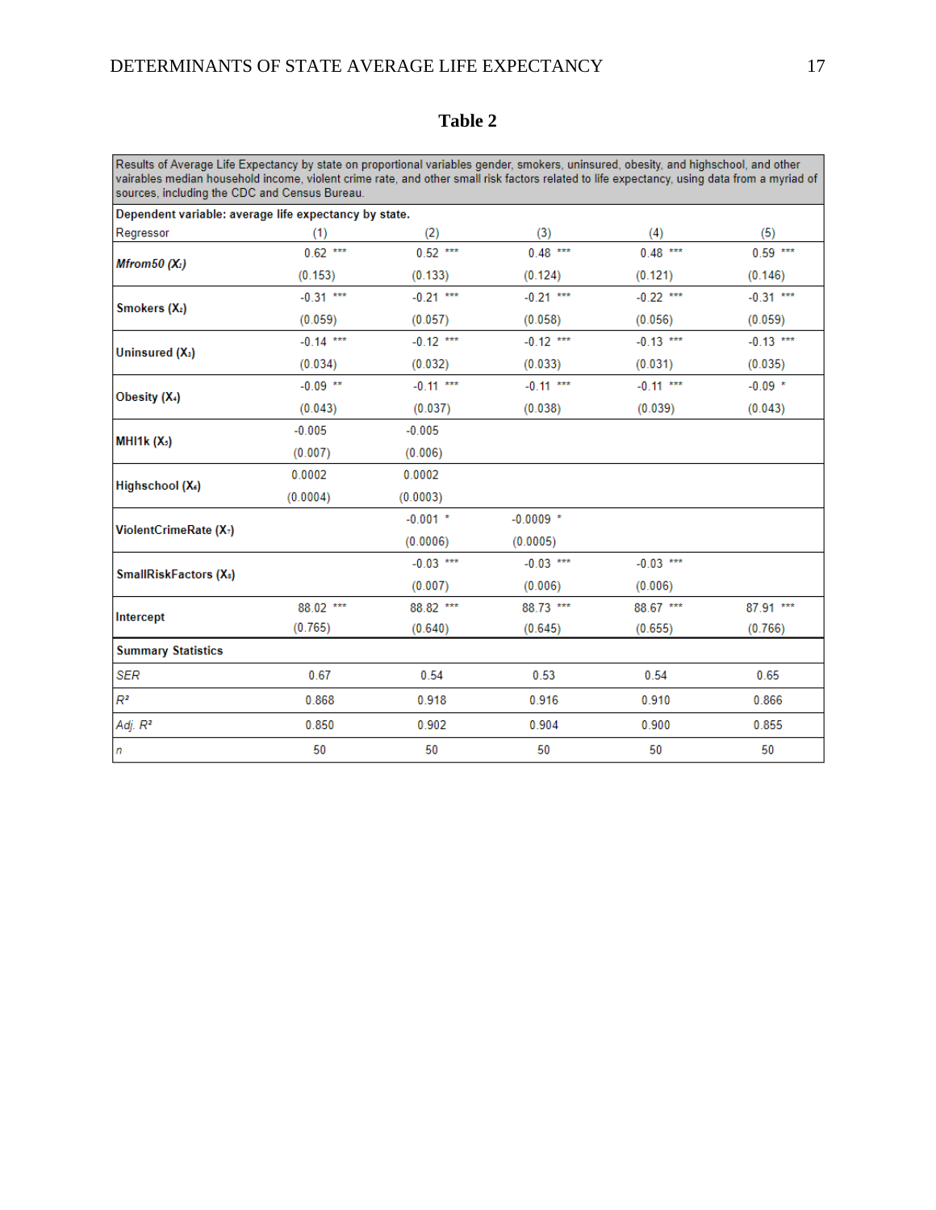**Table 2**

| Results of Average Life Expectancy by state on proportional variables gender, smokers, uninsured, obesity, and highschool, and other vairables median household income, violent crime rate, and other small risk factors related to life expectancy, using data from a myriad of sources, including the CDC and Census Bureau. | | | | | |
|---|---|---|---|---|---|
| **Dependent variable: average life expectancy by state.** | | | | | |
| Regressor | (1) | (2) | (3) | (4) | (5) |
| ***Mfrom50 ($X_1$)*** | 0.62 *** | 0.52 *** | 0.48 *** | 0.48 *** | 0.59 *** |
| | (0.153) | (0.133) | (0.124) | (0.121) | (0.146) |
| **Smokers ($X_2$)** | -0.31 *** | -0.21 *** | -0.21 *** | -0.22 *** | -0.31 *** |
| | (0.059) | (0.057) | (0.058) | (0.056) | (0.059) |
| **Uninsured ($X_3$)** | -0.14 *** | -0.12 *** | -0.12 *** | -0.13 *** | -0.13 *** |
| | (0.034) | (0.032) | (0.033) | (0.031) | (0.035) |
| **Obesity ($X_4$)** | -0.09 ** | -0.11 *** | -0.11 *** | -0.11 *** | -0.09 * |
| | (0.043) | (0.037) | (0.038) | (0.039) | (0.043) |
| **MHI1k ($X_5$)** | -0.005 | -0.005 | | | |
| | (0.007) | (0.006) | | | |
| **Highschool ($X_6$)** | 0.0002 | 0.0002 | | | |
| | (0.0004) | (0.0003) | | | |
| **ViolentCrimeRate ($X_7$)** | | -0.001 * | -0.0009 * | | |
| | | (0.0006) | (0.0005) | | |
| **SmallRiskFactors ($X_8$)** | | -0.03 *** | -0.03 *** | -0.03 *** | |
| | | (0.007) | (0.006) | (0.006) | |
| **Intercept** | 88.02 *** | 88.82 *** | 88.73 *** | 88.67 *** | 87.91 *** |
| | (0.765) | (0.640) | (0.645) | (0.655) | (0.766) |
| **Summary Statistics** | | | | | |
| *SER* | 0.67 | 0.54 | 0.53 | 0.54 | 0.65 |
| *$R^2$* | 0.868 | 0.918 | 0.916 | 0.910 | 0.866 |
| *Adj. $R^2$* | 0.850 | 0.902 | 0.904 | 0.900 | 0.855 |
| *n* | 50 | 50 | 50 | 50 | 50 |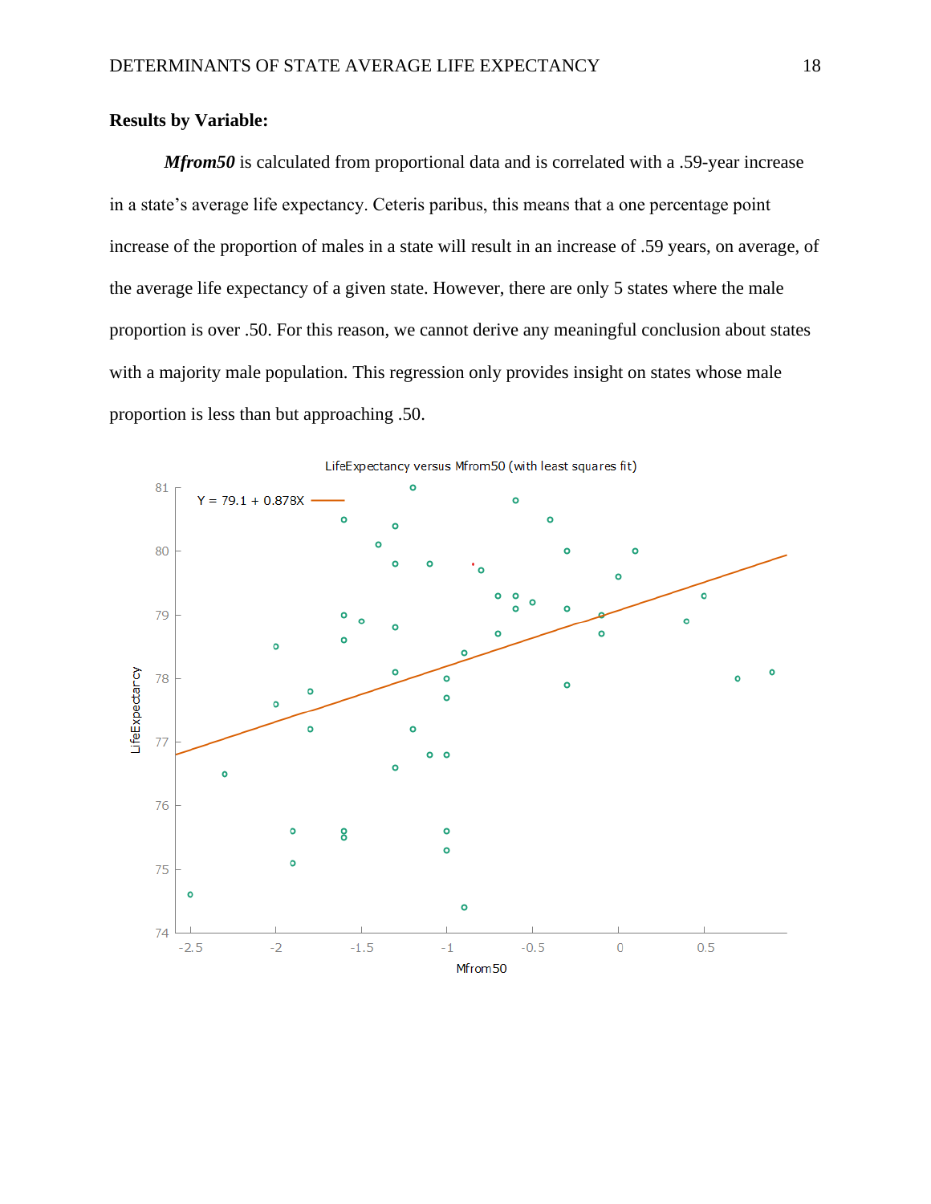**Results by Variable:**

***Mfrom50*** is calculated from proportional data and is correlated with a .59-year increase in a state's average life expectancy. Ceteris paribus, this means that a one percentage point increase of the proportion of males in a state will result in an increase of .59 years, on average, of the average life expectancy of a given state. However, there are only 5 states where the male proportion is over .50. For this reason, we cannot derive any meaningful conclusion about states with a majority male population. This regression only provides insight on states whose male proportion is less than but approaching .50.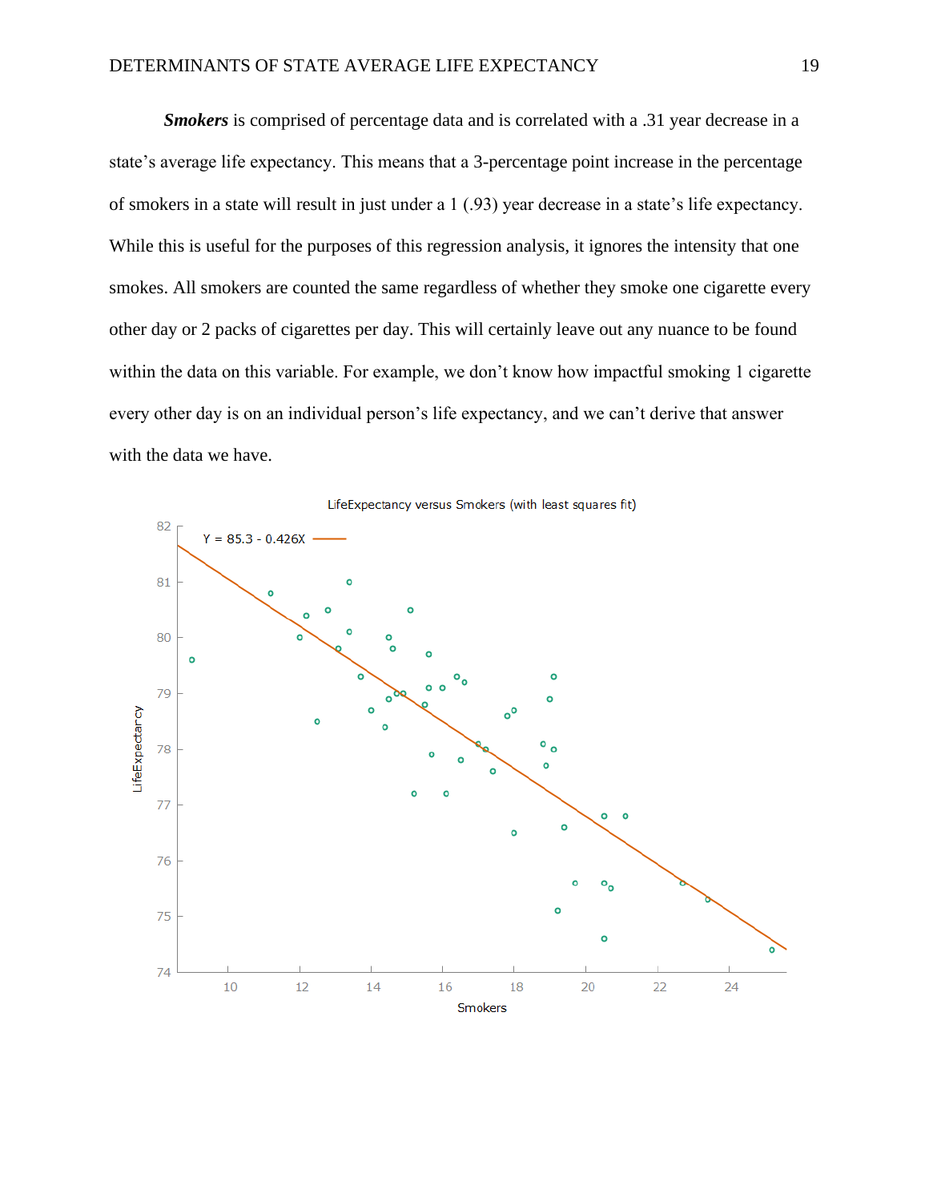***Smokers*** is comprised of percentage data and is correlated with a .31 year decrease in a state's average life expectancy. This means that a 3-percentage point increase in the percentage of smokers in a state will result in just under a 1 (.93) year decrease in a state's life expectancy. While this is useful for the purposes of this regression analysis, it ignores the intensity that one smokes. All smokers are counted the same regardless of whether they smoke one cigarette every other day or 2 packs of cigarettes per day. This will certainly leave out any nuance to be found within the data on this variable. For example, we don't know how impactful smoking 1 cigarette every other day is on an individual person's life expectancy, and we can't derive that answer with the data we have.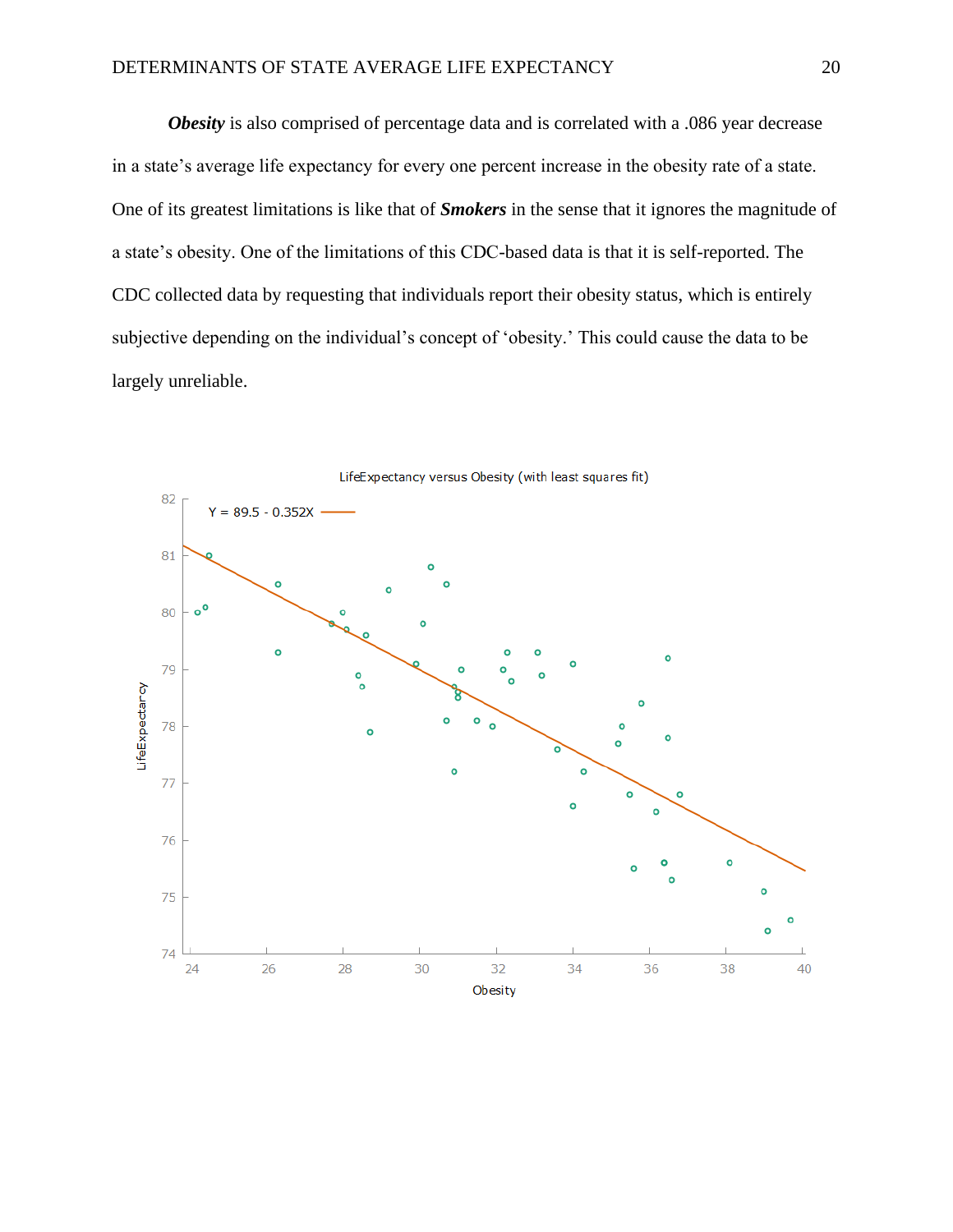***Obesity*** is also comprised of percentage data and is correlated with a .086 year decrease in a state's average life expectancy for every one percent increase in the obesity rate of a state. One of its greatest limitations is like that of ***Smokers*** in the sense that it ignores the magnitude of a state's obesity. One of the limitations of this CDC-based data is that it is self-reported. The CDC collected data by requesting that individuals report their obesity status, which is entirely subjective depending on the individual's concept of 'obesity.' This could cause the data to be largely unreliable.

LifeExpectancy versus Obesity (with least squares fit)

$Y = 89.5 - 0.352X$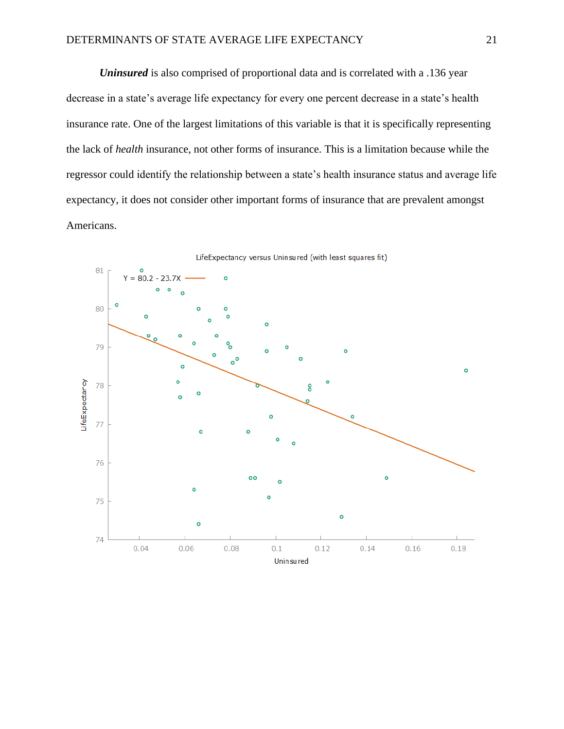***Uninsured*** is also comprised of proportional data and is correlated with a .136 year decrease in a state's average life expectancy for every one percent decrease in a state's health insurance rate. One of the largest limitations of this variable is that it is specifically representing the lack of *health* insurance, not other forms of insurance. This is a limitation because while the regressor could identify the relationship between a state's health insurance status and average life expectancy, it does not consider other important forms of insurance that are prevalent amongst Americans.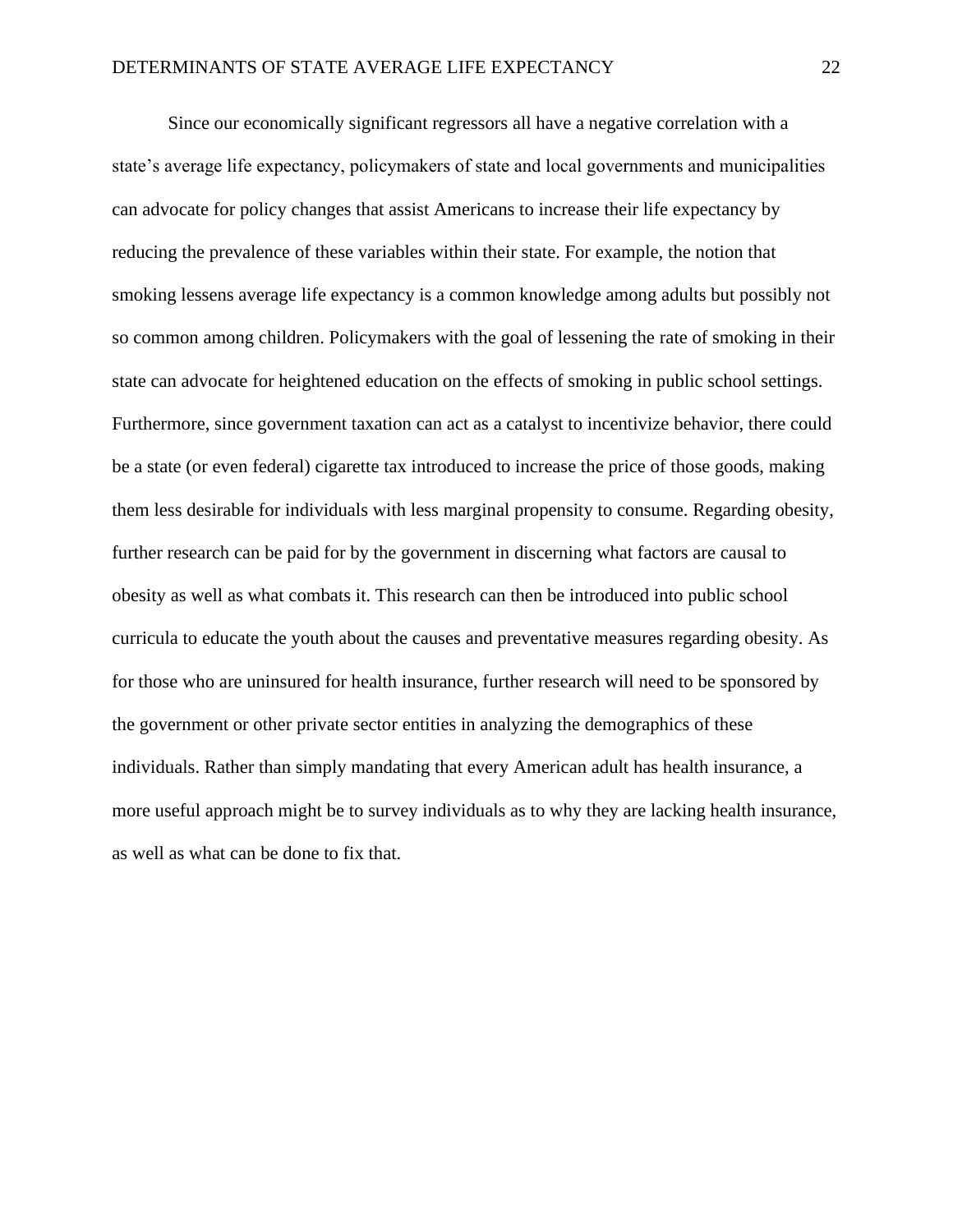Since our economically significant regressors all have a negative correlation with a state's average life expectancy, policymakers of state and local governments and municipalities can advocate for policy changes that assist Americans to increase their life expectancy by reducing the prevalence of these variables within their state. For example, the notion that smoking lessens average life expectancy is a common knowledge among adults but possibly not so common among children. Policymakers with the goal of lessening the rate of smoking in their state can advocate for heightened education on the effects of smoking in public school settings. Furthermore, since government taxation can act as a catalyst to incentivize behavior, there could be a state (or even federal) cigarette tax introduced to increase the price of those goods, making them less desirable for individuals with less marginal propensity to consume. Regarding obesity, further research can be paid for by the government in discerning what factors are causal to obesity as well as what combats it. This research can then be introduced into public school curricula to educate the youth about the causes and preventative measures regarding obesity. As for those who are uninsured for health insurance, further research will need to be sponsored by the government or other private sector entities in analyzing the demographics of these individuals. Rather than simply mandating that every American adult has health insurance, a more useful approach might be to survey individuals as to why they are lacking health insurance, as well as what can be done to fix that.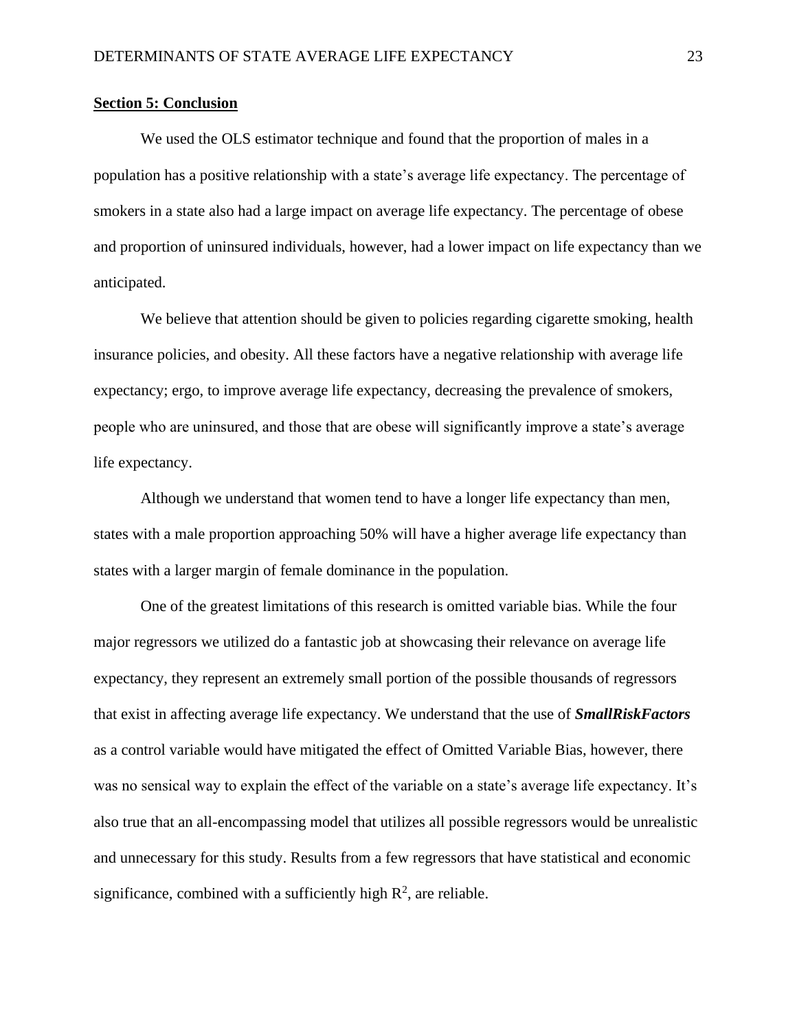**Section 5: Conclusion**

We used the OLS estimator technique and found that the proportion of males in a population has a positive relationship with a state's average life expectancy. The percentage of smokers in a state also had a large impact on average life expectancy. The percentage of obese and proportion of uninsured individuals, however, had a lower impact on life expectancy than we anticipated.

We believe that attention should be given to policies regarding cigarette smoking, health insurance policies, and obesity. All these factors have a negative relationship with average life expectancy; ergo, to improve average life expectancy, decreasing the prevalence of smokers, people who are uninsured, and those that are obese will significantly improve a state's average life expectancy.

Although we understand that women tend to have a longer life expectancy than men, states with a male proportion approaching 50% will have a higher average life expectancy than states with a larger margin of female dominance in the population.

One of the greatest limitations of this research is omitted variable bias. While the four major regressors we utilized do a fantastic job at showcasing their relevance on average life expectancy, they represent an extremely small portion of the possible thousands of regressors that exist in affecting average life expectancy. We understand that the use of ***SmallRiskFactors*** as a control variable would have mitigated the effect of Omitted Variable Bias, however, there was no sensical way to explain the effect of the variable on a state's average life expectancy. It's also true that an all-encompassing model that utilizes all possible regressors would be unrealistic and unnecessary for this study. Results from a few regressors that have statistical and economic significance, combined with a sufficiently high $R^2$, are reliable.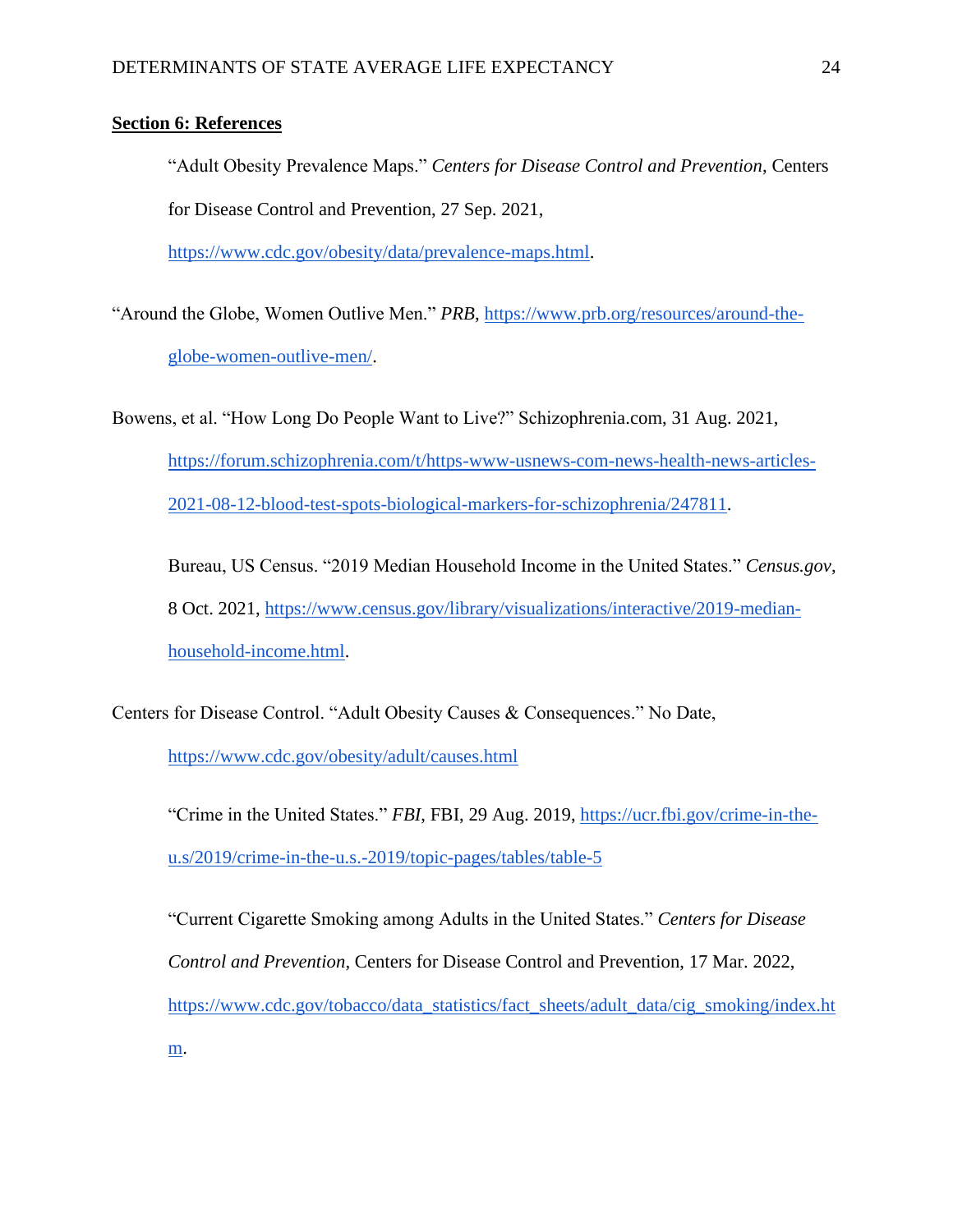**Section 6: References**

"Adult Obesity Prevalence Maps." *Centers for Disease Control and Prevention*, Centers for Disease Control and Prevention, 27 Sep. 2021, https://www.cdc.gov/obesity/data/prevalence-maps.html.

"Around the Globe, Women Outlive Men." *PRB*, https://www.prb.org/resources/around-the-globe-women-outlive-men/.

Bowens, et al. "How Long Do People Want to Live?" Schizophrenia.com, 31 Aug. 2021, https://forum.schizophrenia.com/t/https-www-usnews-com-news-health-news-articles-2021-08-12-blood-test-spots-biological-markers-for-schizophrenia/247811.

Bureau, US Census. "2019 Median Household Income in the United States." *Census.gov*, 8 Oct. 2021, https://www.census.gov/library/visualizations/interactive/2019-median-household-income.html.

Centers for Disease Control. "Adult Obesity Causes & Consequences." No Date, https://www.cdc.gov/obesity/adult/causes.html

"Crime in the United States." *FBI*, FBI, 29 Aug. 2019, https://ucr.fbi.gov/crime-in-the-u.s/2019/crime-in-the-u.s.-2019/topic-pages/tables/table-5

"Current Cigarette Smoking among Adults in the United States." *Centers for Disease Control and Prevention*, Centers for Disease Control and Prevention, 17 Mar. 2022, https://www.cdc.gov/tobacco/data_statistics/fact_sheets/adult_data/cig_smoking/index.htm.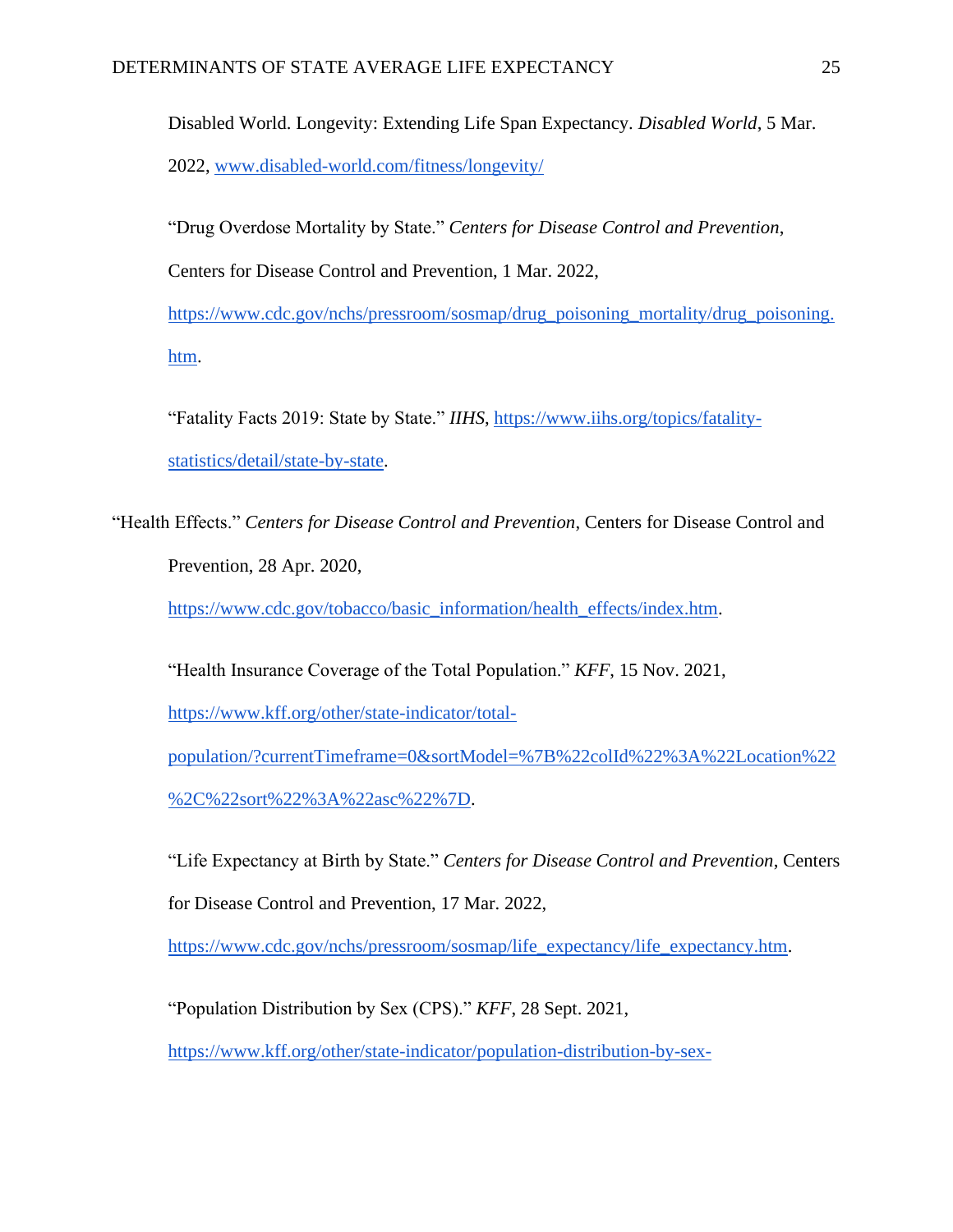Disabled World. Longevity: Extending Life Span Expectancy. *Disabled World*, 5 Mar. 2022, www.disabled-world.com/fitness/longevity/

"Drug Overdose Mortality by State." *Centers for Disease Control and Prevention*, Centers for Disease Control and Prevention, 1 Mar. 2022, https://www.cdc.gov/nchs/pressroom/sosmap/drug_poisoning_mortality/drug_poisoning.htm.

"Fatality Facts 2019: State by State." *IIHS*, https://www.iihs.org/topics/fatality-statistics/detail/state-by-state.

"Health Effects." *Centers for Disease Control and Prevention*, Centers for Disease Control and Prevention, 28 Apr. 2020, https://www.cdc.gov/tobacco/basic_information/health_effects/index.htm.

"Health Insurance Coverage of the Total Population." *KFF*, 15 Nov. 2021, https://www.kff.org/other/state-indicator/total-population/?currentTimeframe=0&sortModel=%7B%22colId%22%3A%22Location%22%2C%22sort%22%3A%22asc%22%7D.

"Life Expectancy at Birth by State." *Centers for Disease Control and Prevention*, Centers for Disease Control and Prevention, 17 Mar. 2022, https://www.cdc.gov/nchs/pressroom/sosmap/life_expectancy/life_expectancy.htm.

"Population Distribution by Sex (CPS)." *KFF*, 28 Sept. 2021, https://www.kff.org/other/state-indicator/population-distribution-by-sex-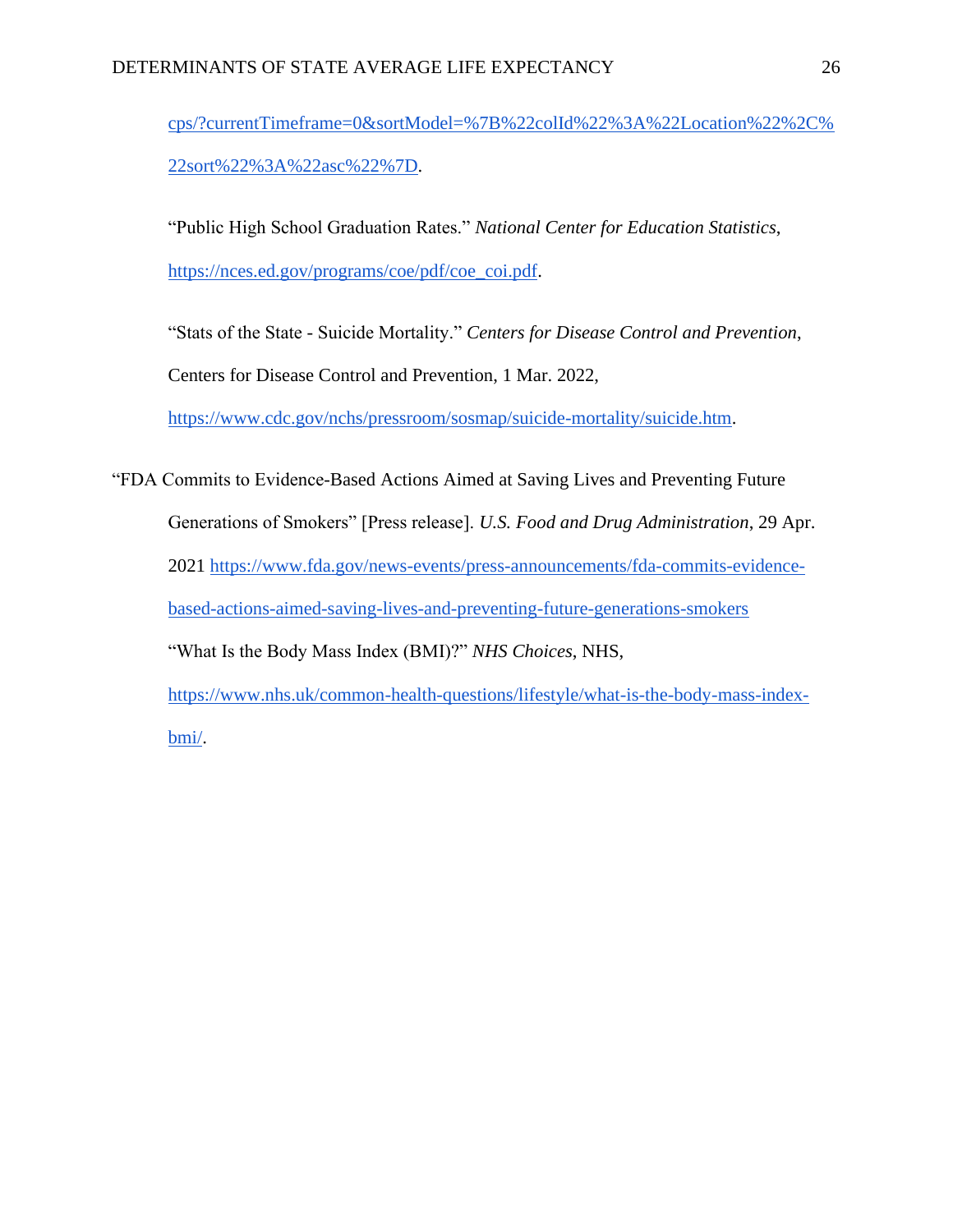cps/?currentTimeframe=0&sortModel=%7B%22colId%22%3A%22Location%22%2C%22sort%22%3A%22asc%22%7D.

"Public High School Graduation Rates." *National Center for Education Statistics*, https://nces.ed.gov/programs/coe/pdf/coe_coi.pdf.

"Stats of the State - Suicide Mortality." *Centers for Disease Control and Prevention*, Centers for Disease Control and Prevention, 1 Mar. 2022, https://www.cdc.gov/nchs/pressroom/sosmap/suicide-mortality/suicide.htm.

"FDA Commits to Evidence-Based Actions Aimed at Saving Lives and Preventing Future Generations of Smokers" [Press release]. *U.S. Food and Drug Administration*, 29 Apr. 2021 https://www.fda.gov/news-events/press-announcements/fda-commits-evidence-based-actions-aimed-saving-lives-and-preventing-future-generations-smokers

"What Is the Body Mass Index (BMI)?" *NHS Choices*, NHS, https://www.nhs.uk/common-health-questions/lifestyle/what-is-the-body-mass-index-bmi/.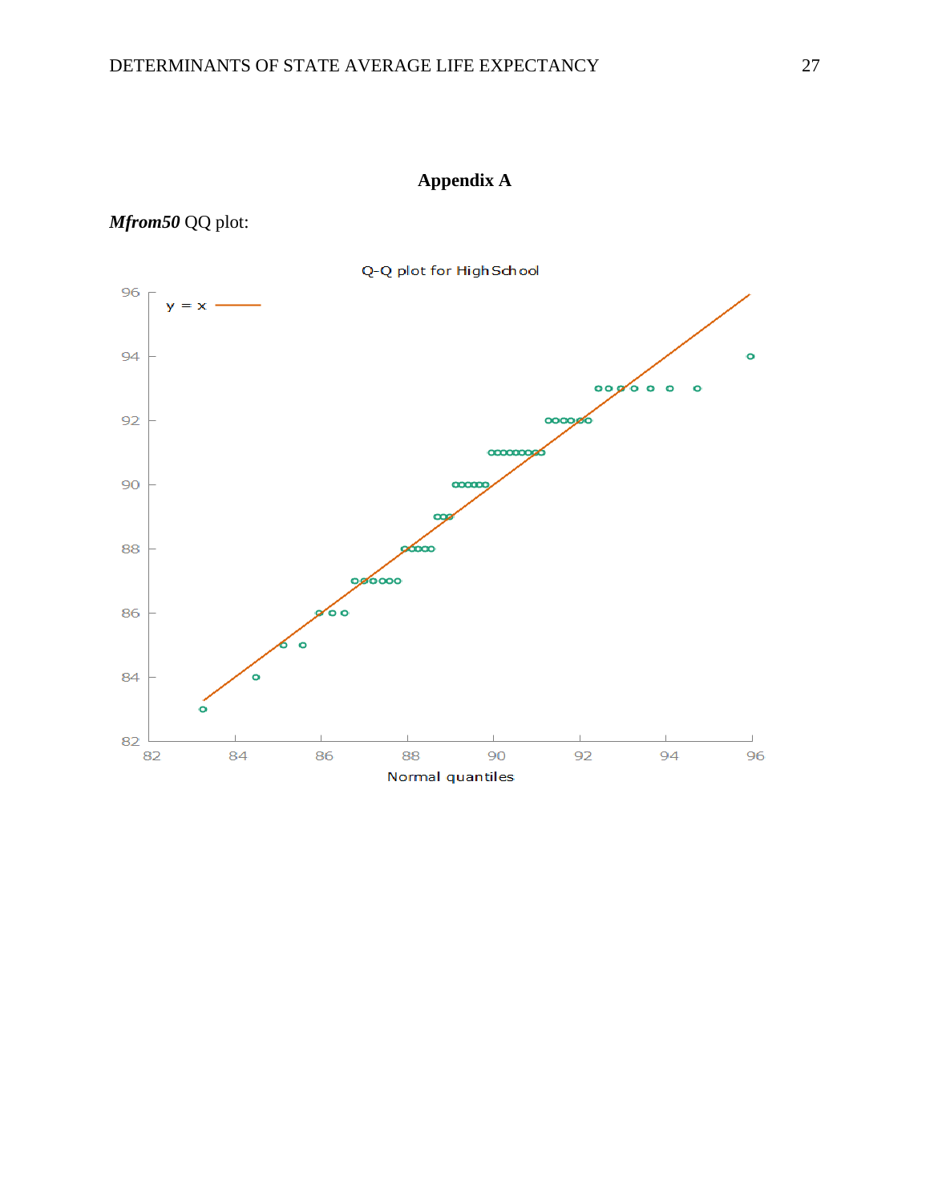# Appendix A

***Mfrom50*** QQ plot: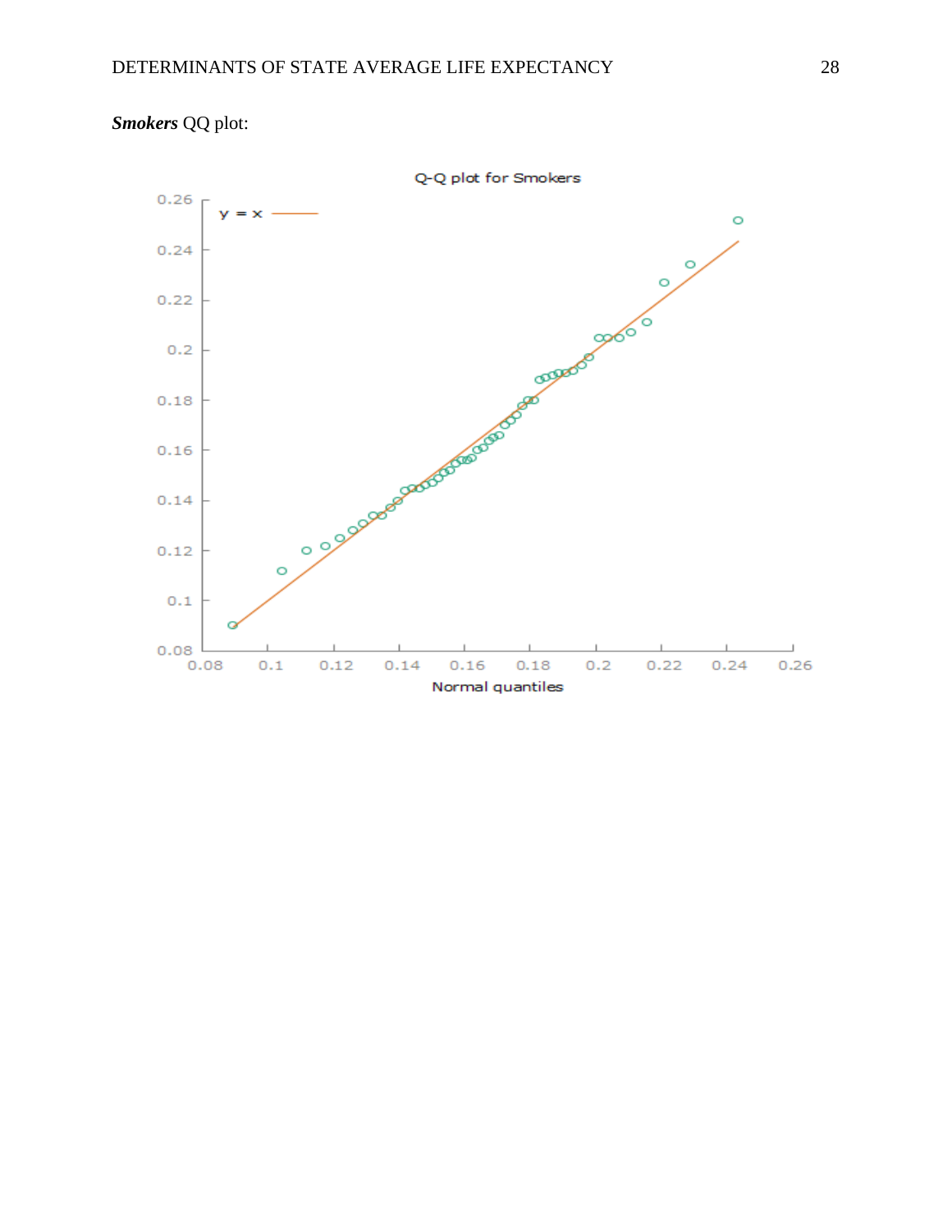***Smokers*** QQ plot: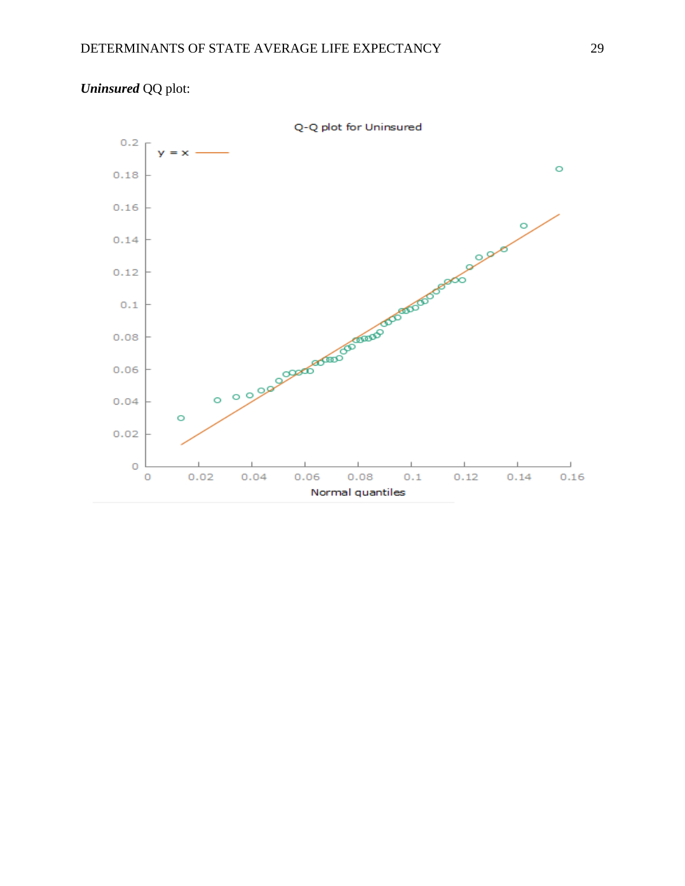***Uninsured*** QQ plot: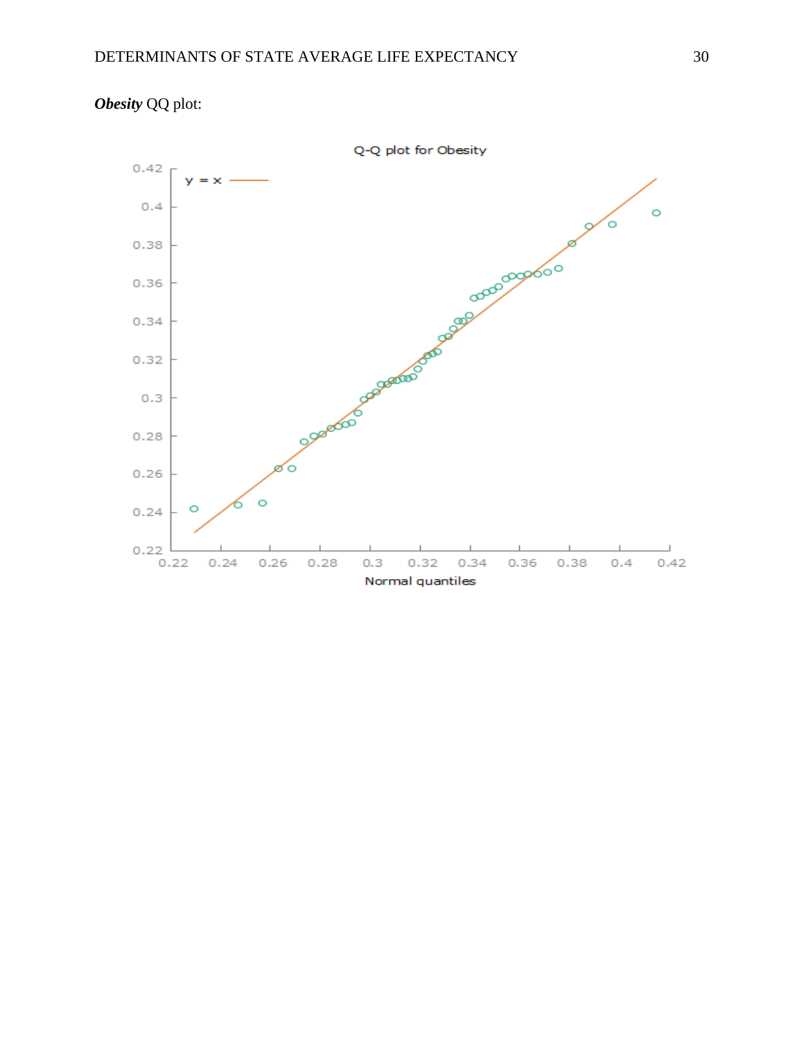***Obesity*** QQ plot: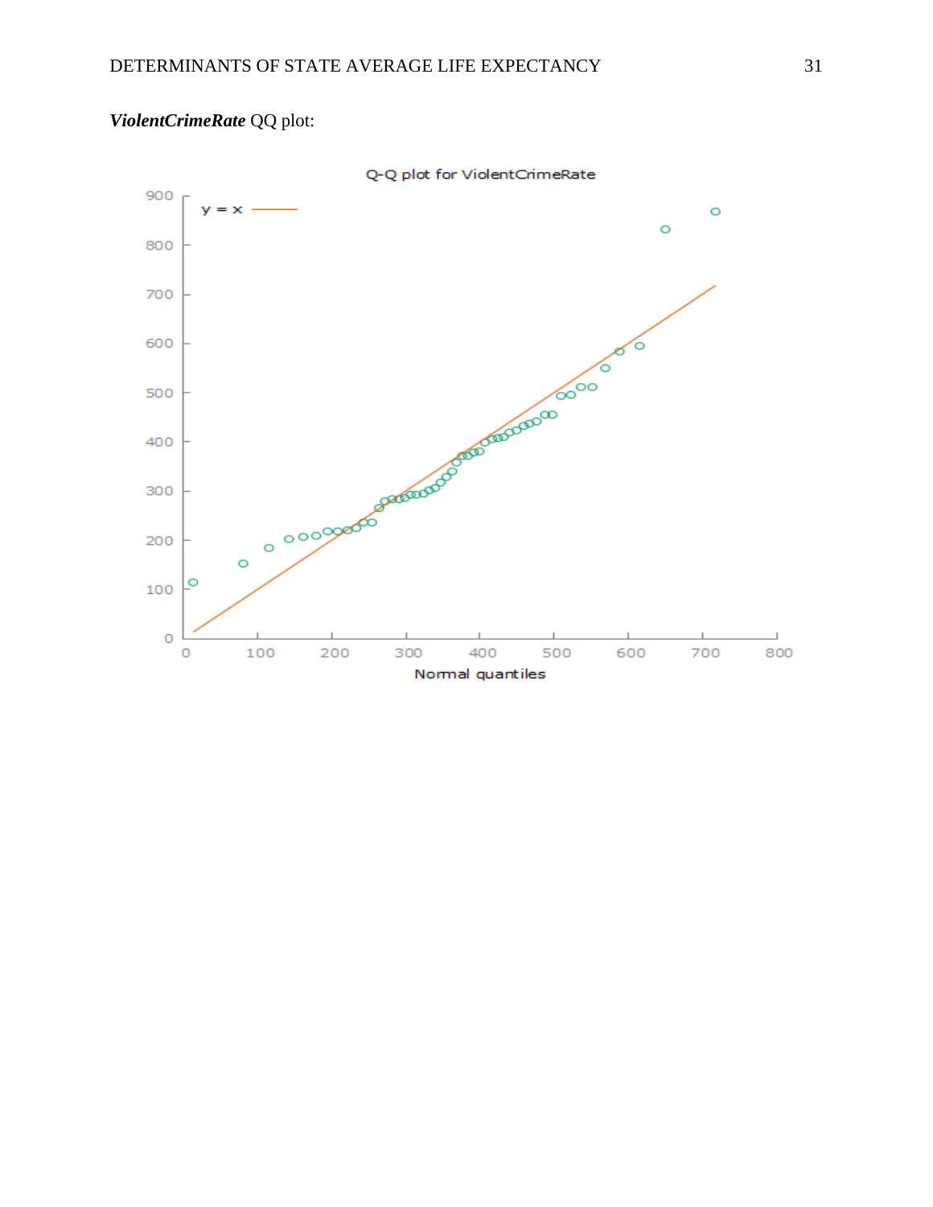***ViolentCrimeRate*** QQ plot: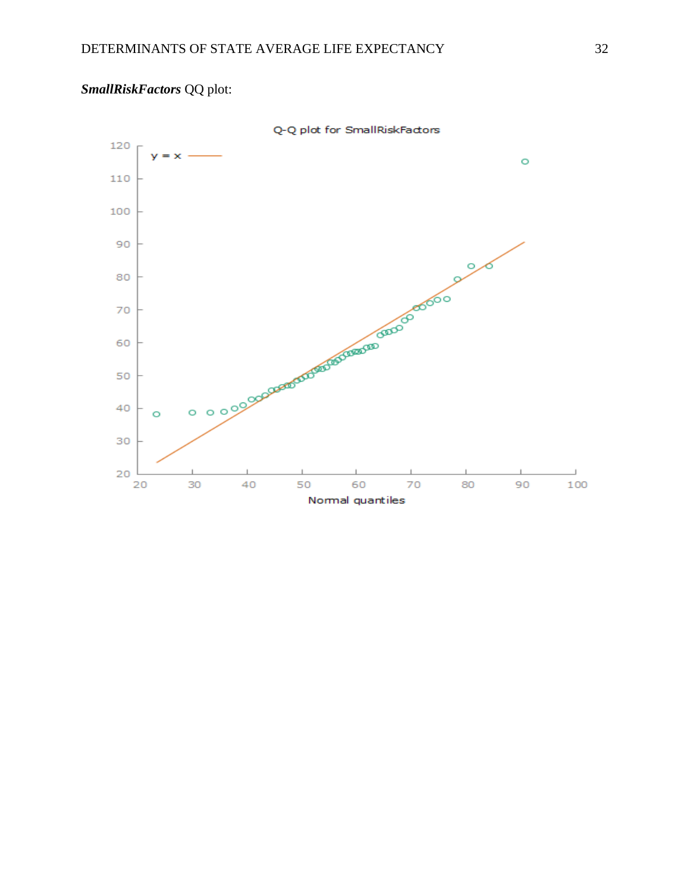***SmallRiskFactors*** QQ plot: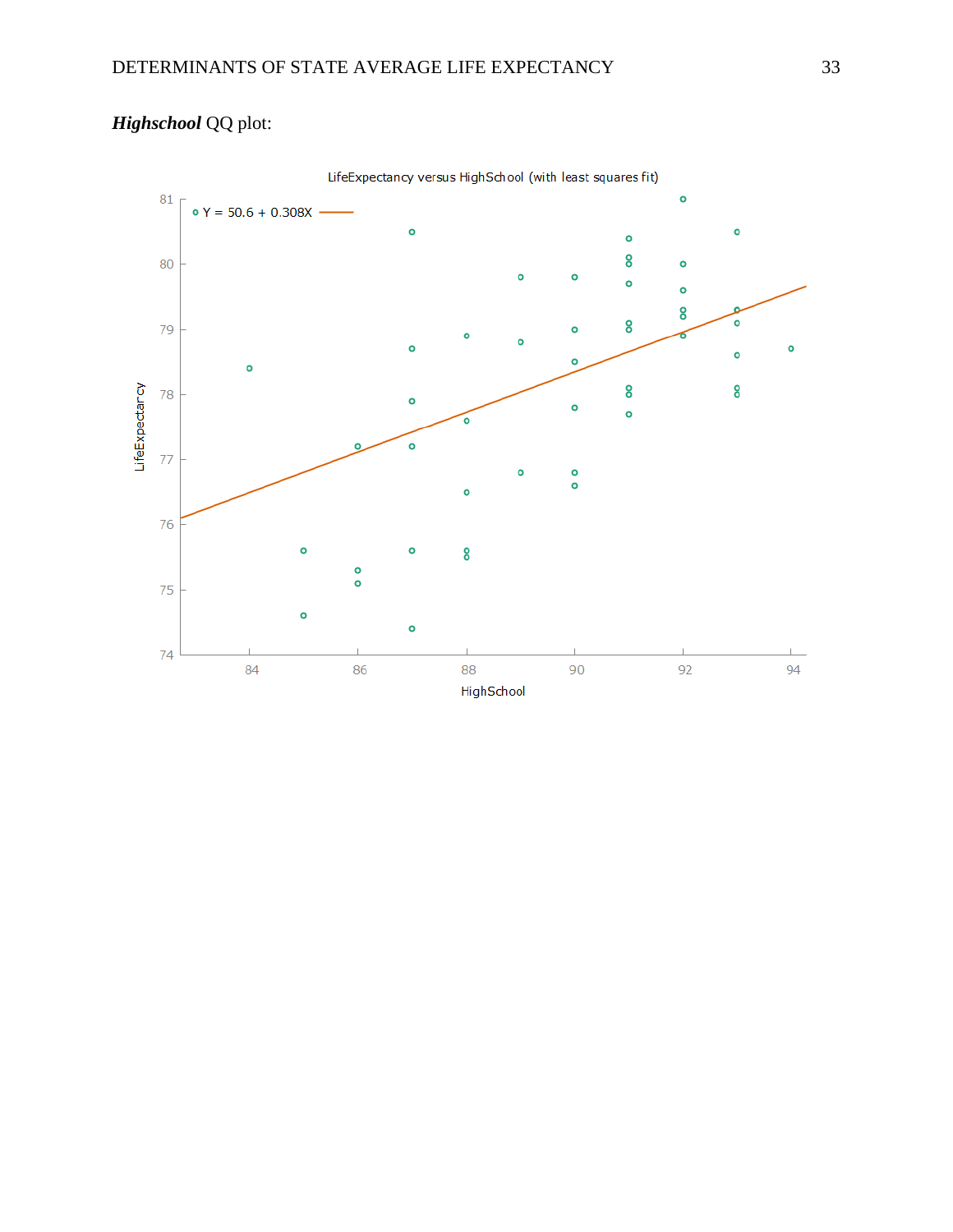***Highschool*** QQ plot: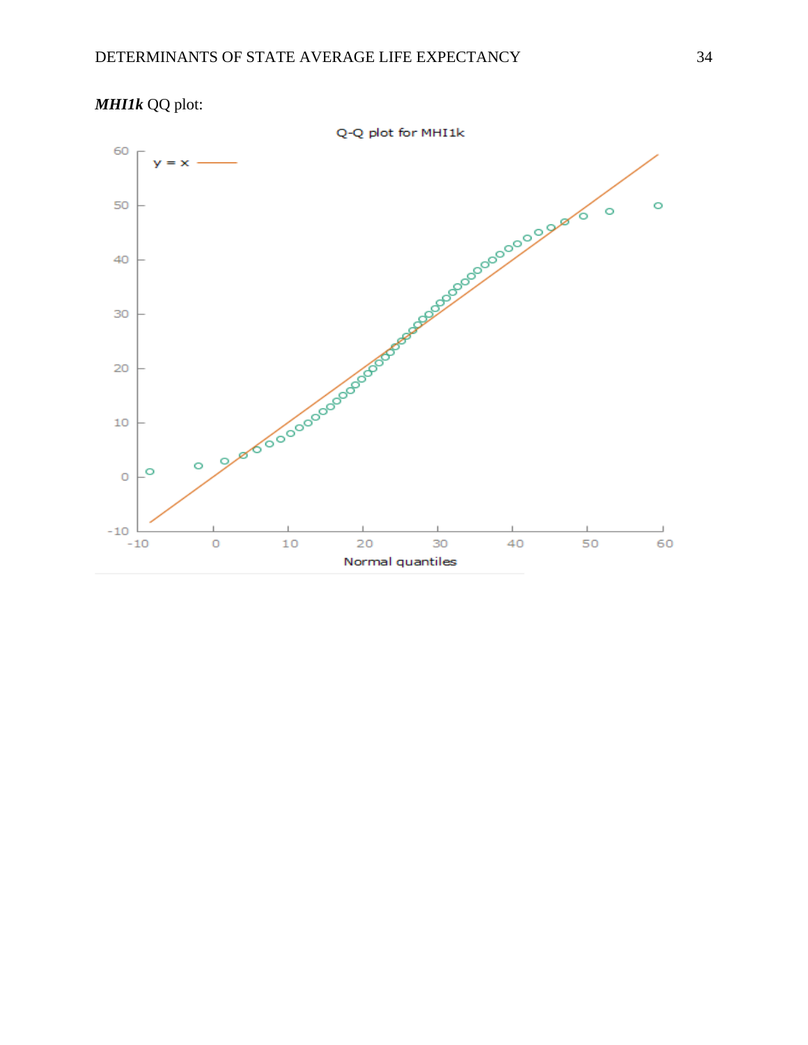***MHI1k*** QQ plot:

Q-Q plot for MHI1k

y = x

60
50
40
30
20
10
0
-10

-10
0
10
20
30
40
50
60

Normal quantiles